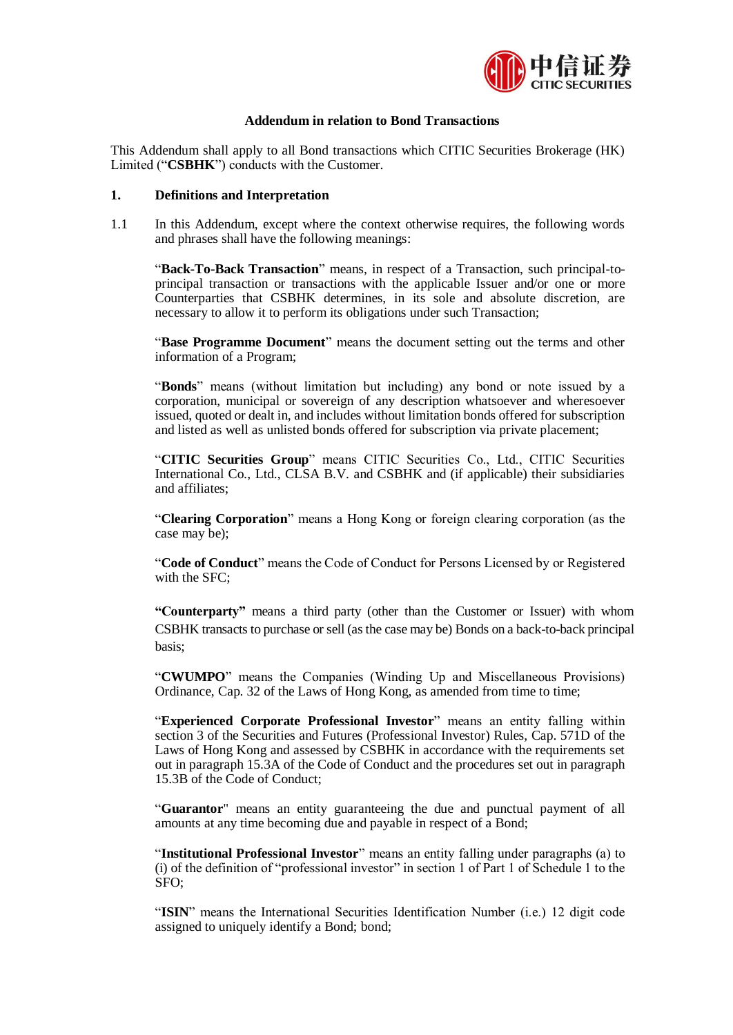### Addendum in relation to Bond Transactions

This Addendum shall apply to all Bond transactions which CITIC Securities Brokerage (HK) Limited ("**CSBHK**") conducts with the Customer.

**1. Definitions and Interpretation**

1.1 In this Addendum, except where the context otherwise requires, the following words and phrases shall have the following meanings:

"**Back-To-Back Transaction**" means, in respect of a Transaction, such principal-to-principal transaction or transactions with the applicable Issuer and/or one or more Counterparties that CSBHK determines, in its sole and absolute discretion, are necessary to allow it to perform its obligations under such Transaction;

"**Base Programme Document**" means the document setting out the terms and other information of a Program;

"**Bonds**" means (without limitation but including) any bond or note issued by a corporation, municipal or sovereign of any description whatsoever and wheresoever issued, quoted or dealt in, and includes without limitation bonds offered for subscription and listed as well as unlisted bonds offered for subscription via private placement;

"**CITIC Securities Group**" means CITIC Securities Co., Ltd., CITIC Securities International Co., Ltd., CLSA B.V. and CSBHK and (if applicable) their subsidiaries and affiliates;

"**Clearing Corporation**" means a Hong Kong or foreign clearing corporation (as the case may be);

"**Code of Conduct**" means the Code of Conduct for Persons Licensed by or Registered with the SFC;

"**Counterparty**" means a third party (other than the Customer or Issuer) with whom CSBHK transacts to purchase or sell (as the case may be) Bonds on a back-to-back principal basis;

"**CWUMPO**" means the Companies (Winding Up and Miscellaneous Provisions) Ordinance, Cap. 32 of the Laws of Hong Kong, as amended from time to time;

"**Experienced Corporate Professional Investor**" means an entity falling within section 3 of the Securities and Futures (Professional Investor) Rules, Cap. 571D of the Laws of Hong Kong and assessed by CSBHK in accordance with the requirements set out in paragraph 15.3A of the Code of Conduct and the procedures set out in paragraph 15.3B of the Code of Conduct;

"**Guarantor**" means an entity guaranteeing the due and punctual payment of all amounts at any time becoming due and payable in respect of a Bond;

"**Institutional Professional Investor**" means an entity falling under paragraphs (a) to (i) of the definition of "professional investor" in section 1 of Part 1 of Schedule 1 to the SFO;

"**ISIN**" means the International Securities Identification Number (i.e.) 12 digit code assigned to uniquely identify a Bond; bond;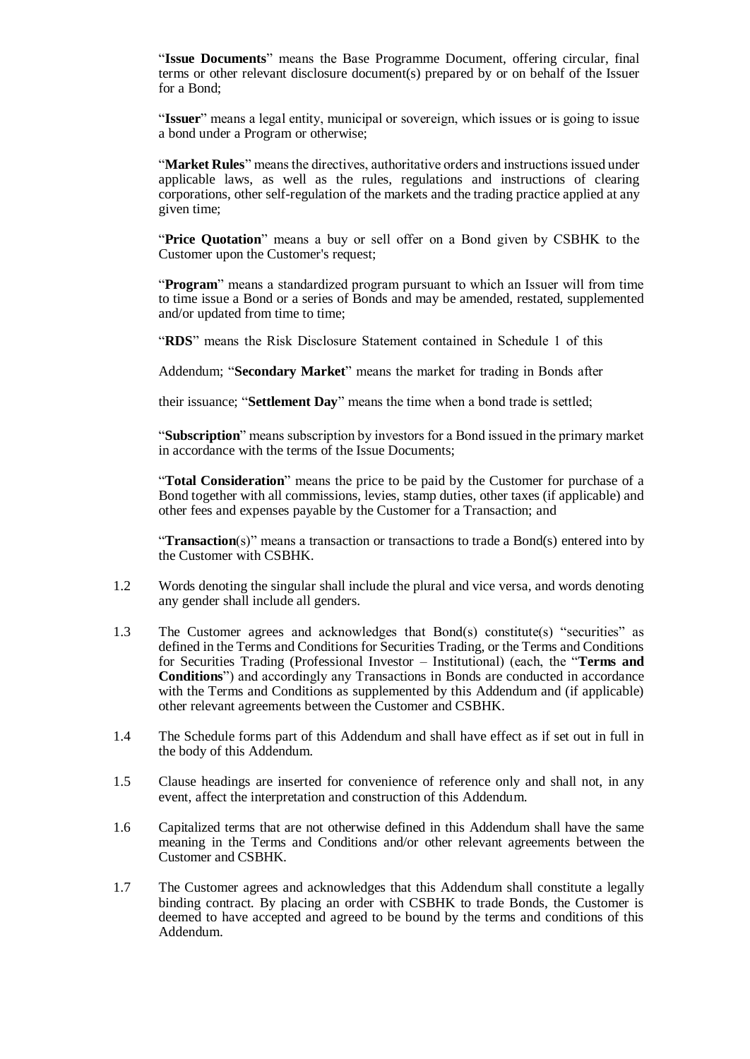"**Issue Documents**" means the Base Programme Document, offering circular, final terms or other relevant disclosure document(s) prepared by or on behalf of the Issuer for a Bond;

"**Issuer**" means a legal entity, municipal or sovereign, which issues or is going to issue a bond under a Program or otherwise;

"**Market Rules**" means the directives, authoritative orders and instructions issued under applicable laws, as well as the rules, regulations and instructions of clearing corporations, other self-regulation of the markets and the trading practice applied at any given time;

"**Price Quotation**" means a buy or sell offer on a Bond given by CSBHK to the Customer upon the Customer's request;

"**Program**" means a standardized program pursuant to which an Issuer will from time to time issue a Bond or a series of Bonds and may be amended, restated, supplemented and/or updated from time to time;

"**RDS**" means the Risk Disclosure Statement contained in Schedule 1 of this Addendum;

"**Secondary Market**" means the market for trading in Bonds after their issuance;

"**Settlement Day**" means the time when a bond trade is settled;

"**Subscription**" means subscription by investors for a Bond issued in the primary market in accordance with the terms of the Issue Documents;

"**Total Consideration**" means the price to be paid by the Customer for purchase of a Bond together with all commissions, levies, stamp duties, other taxes (if applicable) and other fees and expenses payable by the Customer for a Transaction; and

"**Transaction**(s)" means a transaction or transactions to trade a Bond(s) entered into by the Customer with CSBHK.

1.2 Words denoting the singular shall include the plural and vice versa, and words denoting any gender shall include all genders.

1.3 The Customer agrees and acknowledges that Bond(s) constitute(s) "securities" as defined in the Terms and Conditions for Securities Trading, or the Terms and Conditions for Securities Trading (Professional Investor – Institutional) (each, the "**Terms and Conditions**") and accordingly any Transactions in Bonds are conducted in accordance with the Terms and Conditions as supplemented by this Addendum and (if applicable) other relevant agreements between the Customer and CSBHK.

1.4 The Schedule forms part of this Addendum and shall have effect as if set out in full in the body of this Addendum.

1.5 Clause headings are inserted for convenience of reference only and shall not, in any event, affect the interpretation and construction of this Addendum.

1.6 Capitalized terms that are not otherwise defined in this Addendum shall have the same meaning in the Terms and Conditions and/or other relevant agreements between the Customer and CSBHK.

1.7 The Customer agrees and acknowledges that this Addendum shall constitute a legally binding contract. By placing an order with CSBHK to trade Bonds, the Customer is deemed to have accepted and agreed to be bound by the terms and conditions of this Addendum.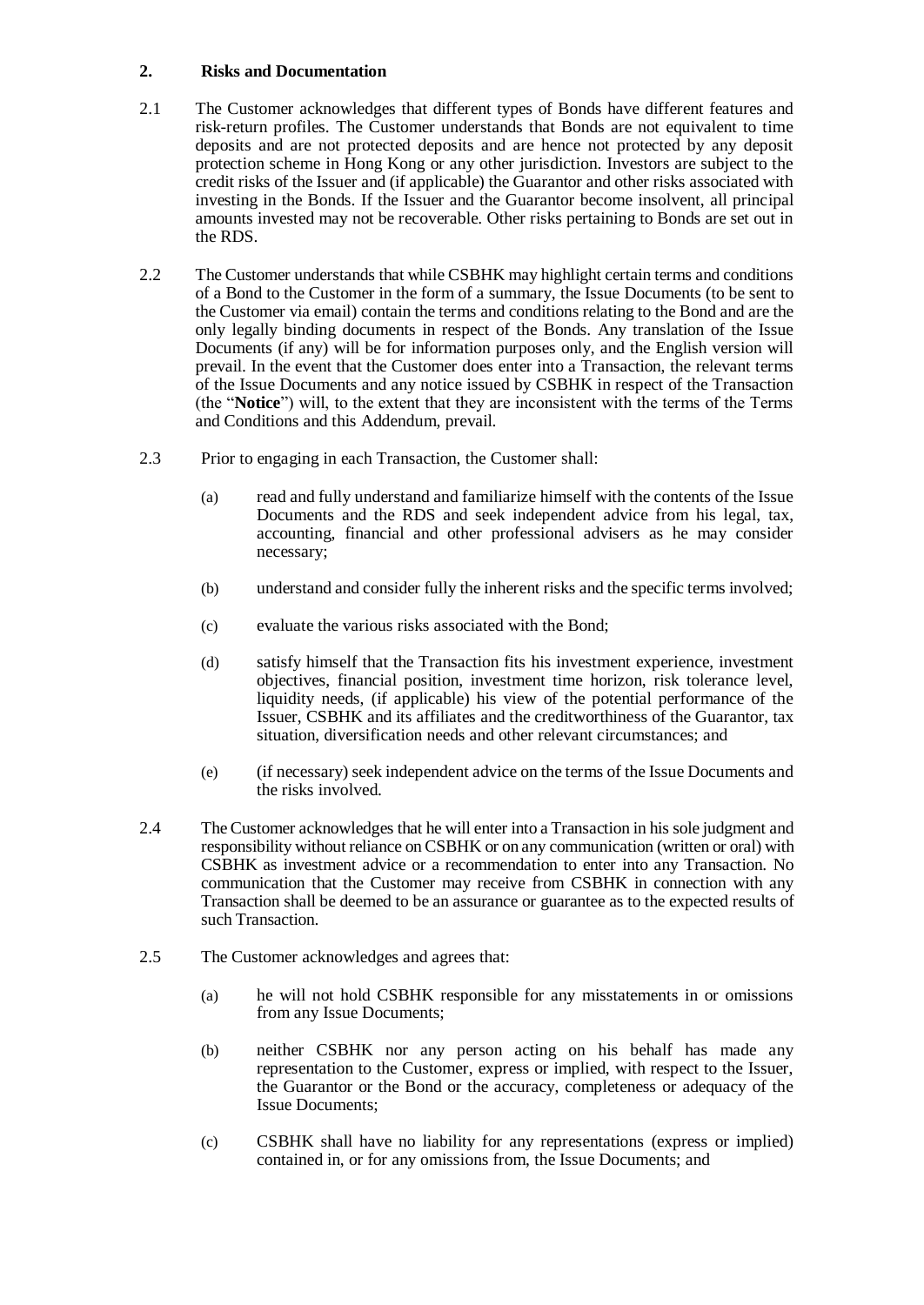## 2. Risks and Documentation

2.1 The Customer acknowledges that different types of Bonds have different features and risk-return profiles. The Customer understands that Bonds are not equivalent to time deposits and are not protected deposits and are hence not protected by any deposit protection scheme in Hong Kong or any other jurisdiction. Investors are subject to the credit risks of the Issuer and (if applicable) the Guarantor and other risks associated with investing in the Bonds. If the Issuer and the Guarantor become insolvent, all principal amounts invested may not be recoverable. Other risks pertaining to Bonds are set out in the RDS.

2.2 The Customer understands that while CSBHK may highlight certain terms and conditions of a Bond to the Customer in the form of a summary, the Issue Documents (to be sent to the Customer via email) contain the terms and conditions relating to the Bond and are the only legally binding documents in respect of the Bonds. Any translation of the Issue Documents (if any) will be for information purposes only, and the English version will prevail. In the event that the Customer does enter into a Transaction, the relevant terms of the Issue Documents and any notice issued by CSBHK in respect of the Transaction (the "**Notice**") will, to the extent that they are inconsistent with the terms of the Terms and Conditions and this Addendum, prevail.

2.3 Prior to engaging in each Transaction, the Customer shall:

(a) read and fully understand and familiarize himself with the contents of the Issue Documents and the RDS and seek independent advice from his legal, tax, accounting, financial and other professional advisers as he may consider necessary;

(b) understand and consider fully the inherent risks and the specific terms involved;

(c) evaluate the various risks associated with the Bond;

(d) satisfy himself that the Transaction fits his investment experience, investment objectives, financial position, investment time horizon, risk tolerance level, liquidity needs, (if applicable) his view of the potential performance of the Issuer, CSBHK and its affiliates and the creditworthiness of the Guarantor, tax situation, diversification needs and other relevant circumstances; and

(e) (if necessary) seek independent advice on the terms of the Issue Documents and the risks involved.

2.4 The Customer acknowledges that he will enter into a Transaction in his sole judgment and responsibility without reliance on CSBHK or on any communication (written or oral) with CSBHK as investment advice or a recommendation to enter into any Transaction. No communication that the Customer may receive from CSBHK in connection with any Transaction shall be deemed to be an assurance or guarantee as to the expected results of such Transaction.

2.5 The Customer acknowledges and agrees that:

(a) he will not hold CSBHK responsible for any misstatements in or omissions from any Issue Documents;

(b) neither CSBHK nor any person acting on his behalf has made any representation to the Customer, express or implied, with respect to the Issuer, the Guarantor or the Bond or the accuracy, completeness or adequacy of the Issue Documents;

(c) CSBHK shall have no liability for any representations (express or implied) contained in, or for any omissions from, the Issue Documents; and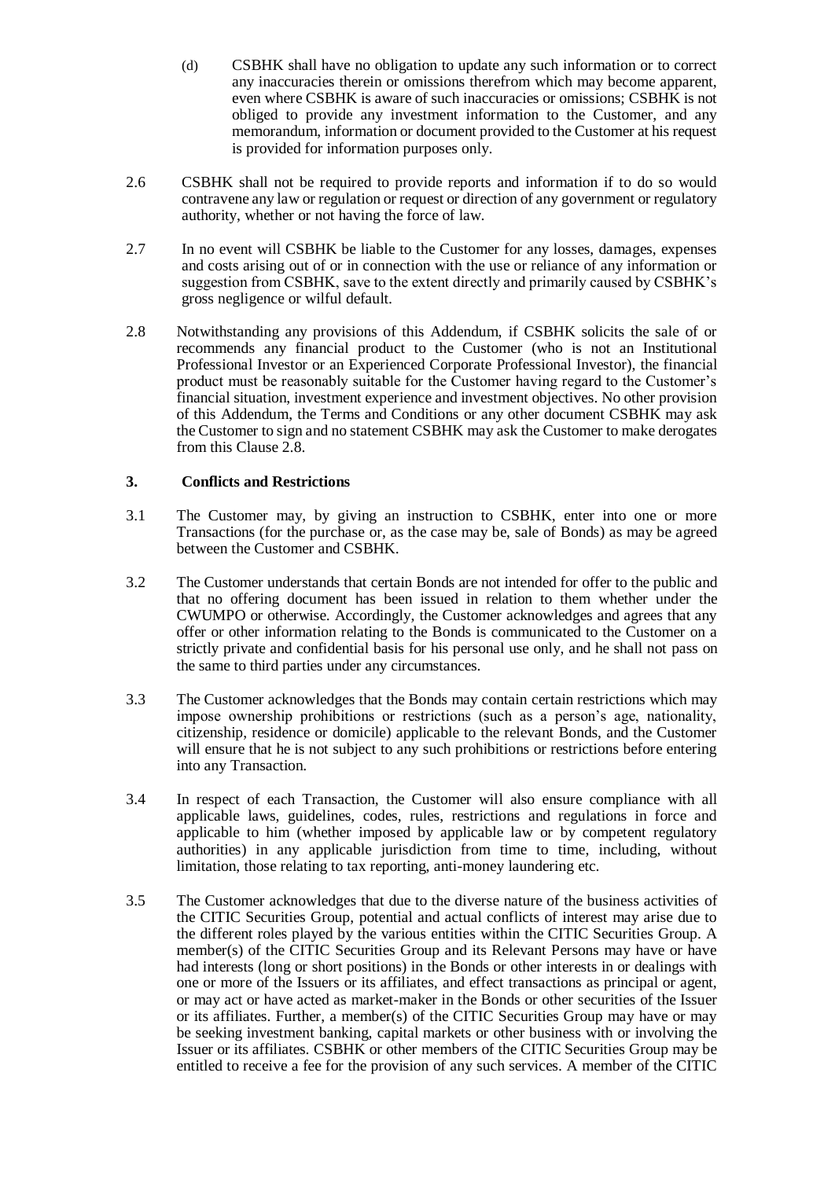(d) CSBHK shall have no obligation to update any such information or to correct any inaccuracies therein or omissions therefrom which may become apparent, even where CSBHK is aware of such inaccuracies or omissions; CSBHK is not obliged to provide any investment information to the Customer, and any memorandum, information or document provided to the Customer at his request is provided for information purposes only.

2.6 CSBHK shall not be required to provide reports and information if to do so would contravene any law or regulation or request or direction of any government or regulatory authority, whether or not having the force of law.

2.7 In no event will CSBHK be liable to the Customer for any losses, damages, expenses and costs arising out of or in connection with the use or reliance of any information or suggestion from CSBHK, save to the extent directly and primarily caused by CSBHK's gross negligence or wilful default.

2.8 Notwithstanding any provisions of this Addendum, if CSBHK solicits the sale of or recommends any financial product to the Customer (who is not an Institutional Professional Investor or an Experienced Corporate Professional Investor), the financial product must be reasonably suitable for the Customer having regard to the Customer's financial situation, investment experience and investment objectives. No other provision of this Addendum, the Terms and Conditions or any other document CSBHK may ask the Customer to sign and no statement CSBHK may ask the Customer to make derogates from this Clause 2.8.

## 3. Conflicts and Restrictions

3.1 The Customer may, by giving an instruction to CSBHK, enter into one or more Transactions (for the purchase or, as the case may be, sale of Bonds) as may be agreed between the Customer and CSBHK.

3.2 The Customer understands that certain Bonds are not intended for offer to the public and that no offering document has been issued in relation to them whether under the CWUMPO or otherwise. Accordingly, the Customer acknowledges and agrees that any offer or other information relating to the Bonds is communicated to the Customer on a strictly private and confidential basis for his personal use only, and he shall not pass on the same to third parties under any circumstances.

3.3 The Customer acknowledges that the Bonds may contain certain restrictions which may impose ownership prohibitions or restrictions (such as a person's age, nationality, citizenship, residence or domicile) applicable to the relevant Bonds, and the Customer will ensure that he is not subject to any such prohibitions or restrictions before entering into any Transaction.

3.4 In respect of each Transaction, the Customer will also ensure compliance with all applicable laws, guidelines, codes, rules, restrictions and regulations in force and applicable to him (whether imposed by applicable law or by competent regulatory authorities) in any applicable jurisdiction from time to time, including, without limitation, those relating to tax reporting, anti-money laundering etc.

3.5 The Customer acknowledges that due to the diverse nature of the business activities of the CITIC Securities Group, potential and actual conflicts of interest may arise due to the different roles played by the various entities within the CITIC Securities Group. A member(s) of the CITIC Securities Group and its Relevant Persons may have or have had interests (long or short positions) in the Bonds or other interests in or dealings with one or more of the Issuers or its affiliates, and effect transactions as principal or agent, or may act or have acted as market-maker in the Bonds or other securities of the Issuer or its affiliates. Further, a member(s) of the CITIC Securities Group may have or may be seeking investment banking, capital markets or other business with or involving the Issuer or its affiliates. CSBHK or other members of the CITIC Securities Group may be entitled to receive a fee for the provision of any such services. A member of the CITIC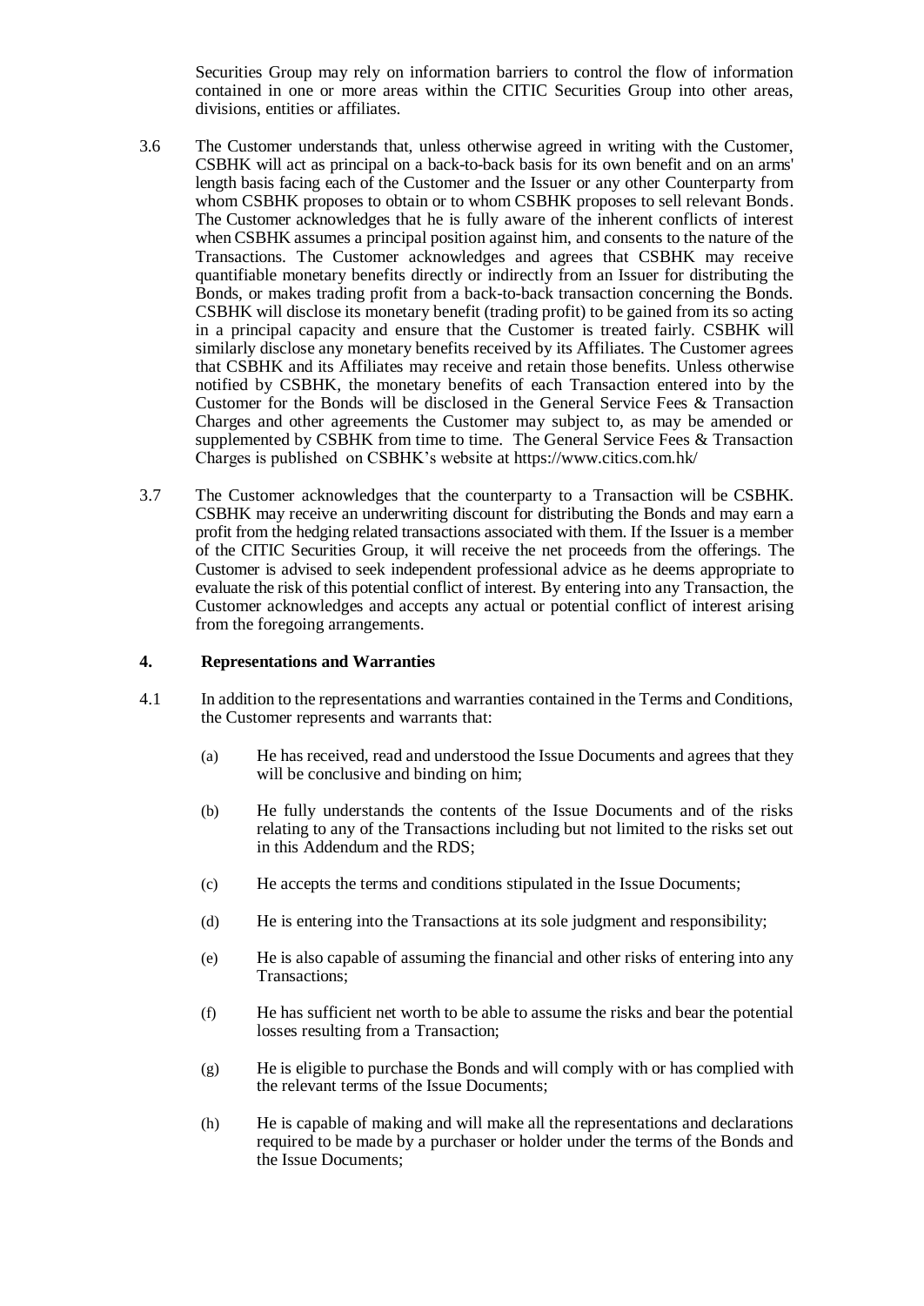Securities Group may rely on information barriers to control the flow of information contained in one or more areas within the CITIC Securities Group into other areas, divisions, entities or affiliates.

3.6 The Customer understands that, unless otherwise agreed in writing with the Customer, CSBHK will act as principal on a back-to-back basis for its own benefit and on an arms' length basis facing each of the Customer and the Issuer or any other Counterparty from whom CSBHK proposes to obtain or to whom CSBHK proposes to sell relevant Bonds. The Customer acknowledges that he is fully aware of the inherent conflicts of interest when CSBHK assumes a principal position against him, and consents to the nature of the Transactions. The Customer acknowledges and agrees that CSBHK may receive quantifiable monetary benefits directly or indirectly from an Issuer for distributing the Bonds, or makes trading profit from a back-to-back transaction concerning the Bonds. CSBHK will disclose its monetary benefit (trading profit) to be gained from its so acting in a principal capacity and ensure that the Customer is treated fairly. CSBHK will similarly disclose any monetary benefits received by its Affiliates. The Customer agrees that CSBHK and its Affiliates may receive and retain those benefits. Unless otherwise notified by CSBHK, the monetary benefits of each Transaction entered into by the Customer for the Bonds will be disclosed in the General Service Fees & Transaction Charges and other agreements the Customer may subject to, as may be amended or supplemented by CSBHK from time to time. The General Service Fees & Transaction Charges is published on CSBHK's website at https://www.citics.com.hk/

3.7 The Customer acknowledges that the counterparty to a Transaction will be CSBHK. CSBHK may receive an underwriting discount for distributing the Bonds and may earn a profit from the hedging related transactions associated with them. If the Issuer is a member of the CITIC Securities Group, it will receive the net proceeds from the offerings. The Customer is advised to seek independent professional advice as he deems appropriate to evaluate the risk of this potential conflict of interest. By entering into any Transaction, the Customer acknowledges and accepts any actual or potential conflict of interest arising from the foregoing arrangements.

## 4. Representations and Warranties

4.1 In addition to the representations and warranties contained in the Terms and Conditions, the Customer represents and warrants that:

(a) He has received, read and understood the Issue Documents and agrees that they will be conclusive and binding on him;

(b) He fully understands the contents of the Issue Documents and of the risks relating to any of the Transactions including but not limited to the risks set out in this Addendum and the RDS;

(c) He accepts the terms and conditions stipulated in the Issue Documents;

(d) He is entering into the Transactions at its sole judgment and responsibility;

(e) He is also capable of assuming the financial and other risks of entering into any Transactions;

(f) He has sufficient net worth to be able to assume the risks and bear the potential losses resulting from a Transaction;

(g) He is eligible to purchase the Bonds and will comply with or has complied with the relevant terms of the Issue Documents;

(h) He is capable of making and will make all the representations and declarations required to be made by a purchaser or holder under the terms of the Bonds and the Issue Documents;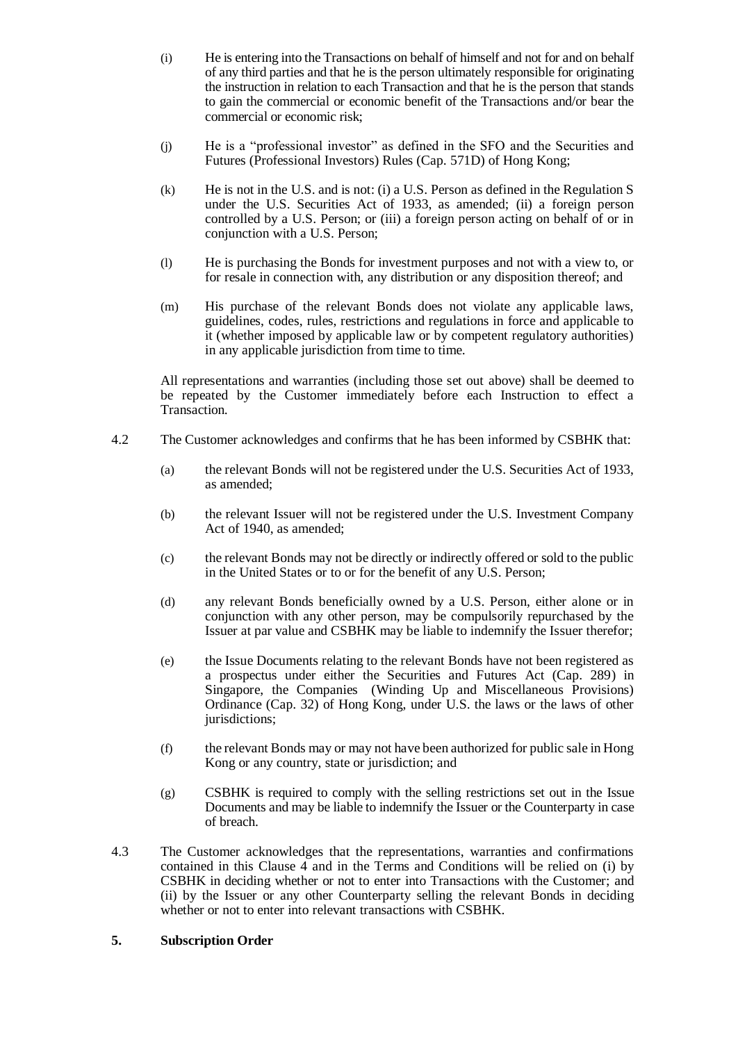(i) He is entering into the Transactions on behalf of himself and not for and on behalf of any third parties and that he is the person ultimately responsible for originating the instruction in relation to each Transaction and that he is the person that stands to gain the commercial or economic benefit of the Transactions and/or bear the commercial or economic risk;

(j) He is a "professional investor" as defined in the SFO and the Securities and Futures (Professional Investors) Rules (Cap. 571D) of Hong Kong;

(k) He is not in the U.S. and is not: (i) a U.S. Person as defined in the Regulation S under the U.S. Securities Act of 1933, as amended; (ii) a foreign person controlled by a U.S. Person; or (iii) a foreign person acting on behalf of or in conjunction with a U.S. Person;

(l) He is purchasing the Bonds for investment purposes and not with a view to, or for resale in connection with, any distribution or any disposition thereof; and

(m) His purchase of the relevant Bonds does not violate any applicable laws, guidelines, codes, rules, restrictions and regulations in force and applicable to it (whether imposed by applicable law or by competent regulatory authorities) in any applicable jurisdiction from time to time.

All representations and warranties (including those set out above) shall be deemed to be repeated by the Customer immediately before each Instruction to effect a Transaction.

4.2 The Customer acknowledges and confirms that he has been informed by CSBHK that:

(a) the relevant Bonds will not be registered under the U.S. Securities Act of 1933, as amended;

(b) the relevant Issuer will not be registered under the U.S. Investment Company Act of 1940, as amended;

(c) the relevant Bonds may not be directly or indirectly offered or sold to the public in the United States or to or for the benefit of any U.S. Person;

(d) any relevant Bonds beneficially owned by a U.S. Person, either alone or in conjunction with any other person, may be compulsorily repurchased by the Issuer at par value and CSBHK may be liable to indemnify the Issuer therefor;

(e) the Issue Documents relating to the relevant Bonds have not been registered as a prospectus under either the Securities and Futures Act (Cap. 289) in Singapore, the Companies (Winding Up and Miscellaneous Provisions) Ordinance (Cap. 32) of Hong Kong, under U.S. the laws or the laws of other jurisdictions;

(f) the relevant Bonds may or may not have been authorized for public sale in Hong Kong or any country, state or jurisdiction; and

(g) CSBHK is required to comply with the selling restrictions set out in the Issue Documents and may be liable to indemnify the Issuer or the Counterparty in case of breach.

4.3 The Customer acknowledges that the representations, warranties and confirmations contained in this Clause 4 and in the Terms and Conditions will be relied on (i) by CSBHK in deciding whether or not to enter into Transactions with the Customer; and (ii) by the Issuer or any other Counterparty selling the relevant Bonds in deciding whether or not to enter into relevant transactions with CSBHK.

## 5. Subscription Order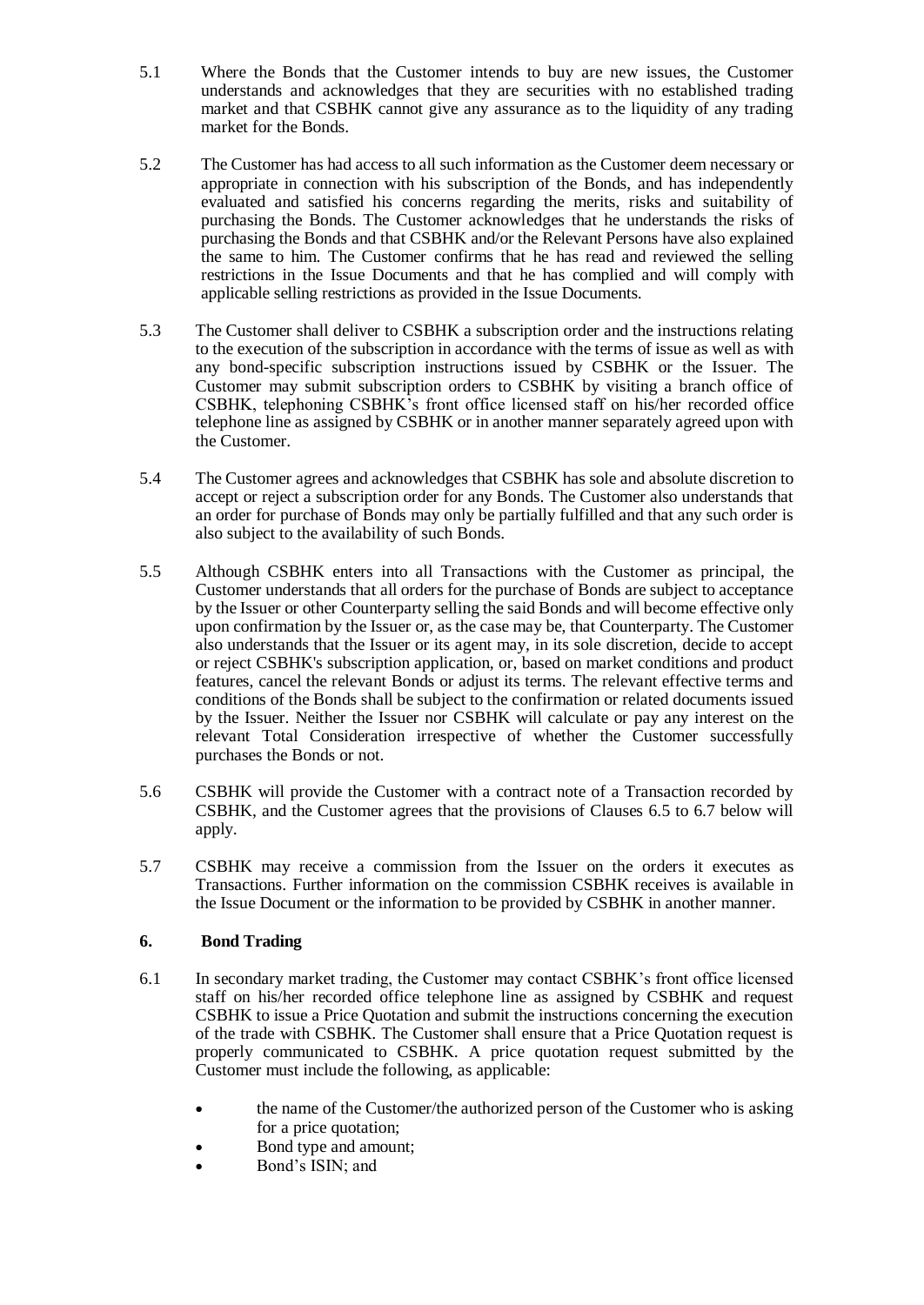5.1 Where the Bonds that the Customer intends to buy are new issues, the Customer understands and acknowledges that they are securities with no established trading market and that CSBHK cannot give any assurance as to the liquidity of any trading market for the Bonds.

5.2 The Customer has had access to all such information as the Customer deem necessary or appropriate in connection with his subscription of the Bonds, and has independently evaluated and satisfied his concerns regarding the merits, risks and suitability of purchasing the Bonds. The Customer acknowledges that he understands the risks of purchasing the Bonds and that CSBHK and/or the Relevant Persons have also explained the same to him. The Customer confirms that he has read and reviewed the selling restrictions in the Issue Documents and that he has complied and will comply with applicable selling restrictions as provided in the Issue Documents.

5.3 The Customer shall deliver to CSBHK a subscription order and the instructions relating to the execution of the subscription in accordance with the terms of issue as well as with any bond-specific subscription instructions issued by CSBHK or the Issuer. The Customer may submit subscription orders to CSBHK by visiting a branch office of CSBHK, telephoning CSBHK's front office licensed staff on his/her recorded office telephone line as assigned by CSBHK or in another manner separately agreed upon with the Customer.

5.4 The Customer agrees and acknowledges that CSBHK has sole and absolute discretion to accept or reject a subscription order for any Bonds. The Customer also understands that an order for purchase of Bonds may only be partially fulfilled and that any such order is also subject to the availability of such Bonds.

5.5 Although CSBHK enters into all Transactions with the Customer as principal, the Customer understands that all orders for the purchase of Bonds are subject to acceptance by the Issuer or other Counterparty selling the said Bonds and will become effective only upon confirmation by the Issuer or, as the case may be, that Counterparty. The Customer also understands that the Issuer or its agent may, in its sole discretion, decide to accept or reject CSBHK's subscription application, or, based on market conditions and product features, cancel the relevant Bonds or adjust its terms. The relevant effective terms and conditions of the Bonds shall be subject to the confirmation or related documents issued by the Issuer. Neither the Issuer nor CSBHK will calculate or pay any interest on the relevant Total Consideration irrespective of whether the Customer successfully purchases the Bonds or not.

5.6 CSBHK will provide the Customer with a contract note of a Transaction recorded by CSBHK, and the Customer agrees that the provisions of Clauses 6.5 to 6.7 below will apply.

5.7 CSBHK may receive a commission from the Issuer on the orders it executes as Transactions. Further information on the commission CSBHK receives is available in the Issue Document or the information to be provided by CSBHK in another manner.

## 6. Bond Trading

6.1 In secondary market trading, the Customer may contact CSBHK's front office licensed staff on his/her recorded office telephone line as assigned by CSBHK and request CSBHK to issue a Price Quotation and submit the instructions concerning the execution of the trade with CSBHK. The Customer shall ensure that a Price Quotation request is properly communicated to CSBHK. A price quotation request submitted by the Customer must include the following, as applicable:

- the name of the Customer/the authorized person of the Customer who is asking for a price quotation;
- Bond type and amount;
- Bond's ISIN; and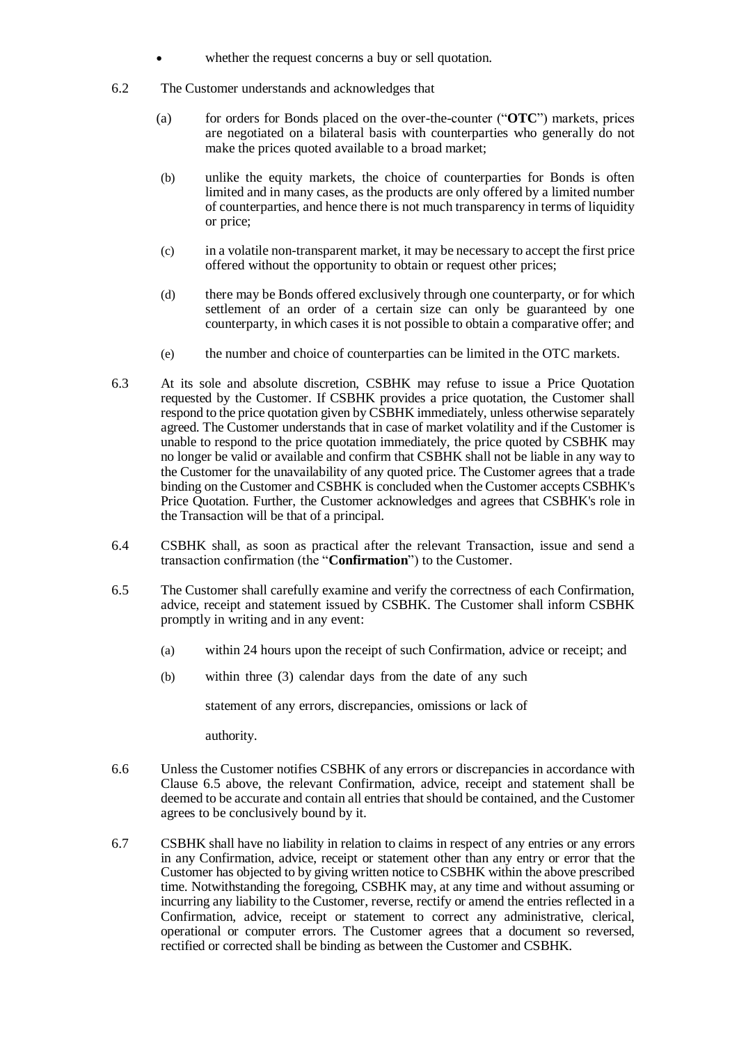- whether the request concerns a buy or sell quotation.

6.2 The Customer understands and acknowledges that

(a) for orders for Bonds placed on the over-the-counter ("**OTC**") markets, prices are negotiated on a bilateral basis with counterparties who generally do not make the prices quoted available to a broad market;

(b) unlike the equity markets, the choice of counterparties for Bonds is often limited and in many cases, as the products are only offered by a limited number of counterparties, and hence there is not much transparency in terms of liquidity or price;

(c) in a volatile non-transparent market, it may be necessary to accept the first price offered without the opportunity to obtain or request other prices;

(d) there may be Bonds offered exclusively through one counterparty, or for which settlement of an order of a certain size can only be guaranteed by one counterparty, in which cases it is not possible to obtain a comparative offer; and

(e) the number and choice of counterparties can be limited in the OTC markets.

6.3 At its sole and absolute discretion, CSBHK may refuse to issue a Price Quotation requested by the Customer. If CSBHK provides a price quotation, the Customer shall respond to the price quotation given by CSBHK immediately, unless otherwise separately agreed. The Customer understands that in case of market volatility and if the Customer is unable to respond to the price quotation immediately, the price quoted by CSBHK may no longer be valid or available and confirm that CSBHK shall not be liable in any way to the Customer for the unavailability of any quoted price. The Customer agrees that a trade binding on the Customer and CSBHK is concluded when the Customer accepts CSBHK's Price Quotation. Further, the Customer acknowledges and agrees that CSBHK's role in the Transaction will be that of a principal.

6.4 CSBHK shall, as soon as practical after the relevant Transaction, issue and send a transaction confirmation (the "**Confirmation**") to the Customer.

6.5 The Customer shall carefully examine and verify the correctness of each Confirmation, advice, receipt and statement issued by CSBHK. The Customer shall inform CSBHK promptly in writing and in any event:

(a) within 24 hours upon the receipt of such Confirmation, advice or receipt; and

(b) within three (3) calendar days from the date of any such statement of any errors, discrepancies, omissions or lack of authority.

6.6 Unless the Customer notifies CSBHK of any errors or discrepancies in accordance with Clause 6.5 above, the relevant Confirmation, advice, receipt and statement shall be deemed to be accurate and contain all entries that should be contained, and the Customer agrees to be conclusively bound by it.

6.7 CSBHK shall have no liability in relation to claims in respect of any entries or any errors in any Confirmation, advice, receipt or statement other than any entry or error that the Customer has objected to by giving written notice to CSBHK within the above prescribed time. Notwithstanding the foregoing, CSBHK may, at any time and without assuming or incurring any liability to the Customer, reverse, rectify or amend the entries reflected in a Confirmation, advice, receipt or statement to correct any administrative, clerical, operational or computer errors. The Customer agrees that a document so reversed, rectified or corrected shall be binding as between the Customer and CSBHK.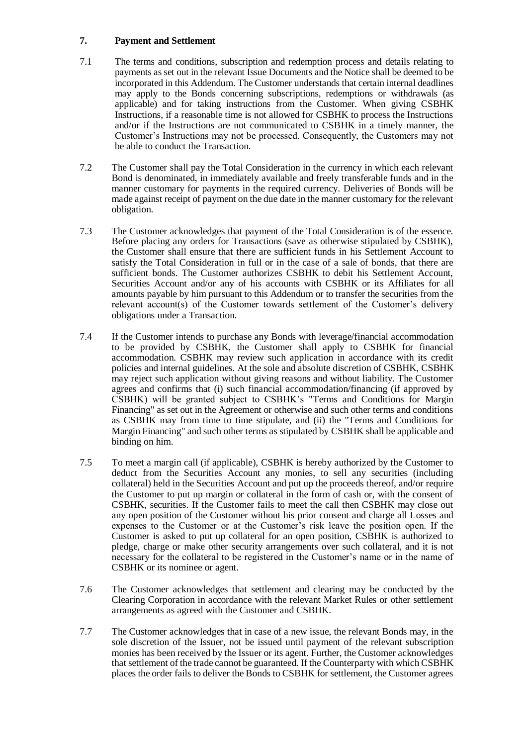## 7. Payment and Settlement

7.1 The terms and conditions, subscription and redemption process and details relating to payments as set out in the relevant Issue Documents and the Notice shall be deemed to be incorporated in this Addendum. The Customer understands that certain internal deadlines may apply to the Bonds concerning subscriptions, redemptions or withdrawals (as applicable) and for taking instructions from the Customer. When giving CSBHK Instructions, if a reasonable time is not allowed for CSBHK to process the Instructions and/or if the Instructions are not communicated to CSBHK in a timely manner, the Customer's Instructions may not be processed. Consequently, the Customers may not be able to conduct the Transaction.

7.2 The Customer shall pay the Total Consideration in the currency in which each relevant Bond is denominated, in immediately available and freely transferable funds and in the manner customary for payments in the required currency. Deliveries of Bonds will be made against receipt of payment on the due date in the manner customary for the relevant obligation.

7.3 The Customer acknowledges that payment of the Total Consideration is of the essence. Before placing any orders for Transactions (save as otherwise stipulated by CSBHK), the Customer shall ensure that there are sufficient funds in his Settlement Account to satisfy the Total Consideration in full or in the case of a sale of bonds, that there are sufficient bonds. The Customer authorizes CSBHK to debit his Settlement Account, Securities Account and/or any of his accounts with CSBHK or its Affiliates for all amounts payable by him pursuant to this Addendum or to transfer the securities from the relevant account(s) of the Customer towards settlement of the Customer's delivery obligations under a Transaction.

7.4 If the Customer intends to purchase any Bonds with leverage/financial accommodation to be provided by CSBHK, the Customer shall apply to CSBHK for financial accommodation. CSBHK may review such application in accordance with its credit policies and internal guidelines. At the sole and absolute discretion of CSBHK, CSBHK may reject such application without giving reasons and without liability. The Customer agrees and confirms that (i) such financial accommodation/financing (if approved by CSBHK) will be granted subject to CSBHK's "Terms and Conditions for Margin Financing" as set out in the Agreement or otherwise and such other terms and conditions as CSBHK may from time to time stipulate, and (ii) the "Terms and Conditions for Margin Financing" and such other terms as stipulated by CSBHK shall be applicable and binding on him.

7.5 To meet a margin call (if applicable), CSBHK is hereby authorized by the Customer to deduct from the Securities Account any monies, to sell any securities (including collateral) held in the Securities Account and put up the proceeds thereof, and/or require the Customer to put up margin or collateral in the form of cash or, with the consent of CSBHK, securities. If the Customer fails to meet the call then CSBHK may close out any open position of the Customer without his prior consent and charge all Losses and expenses to the Customer or at the Customer's risk leave the position open. If the Customer is asked to put up collateral for an open position, CSBHK is authorized to pledge, charge or make other security arrangements over such collateral, and it is not necessary for the collateral to be registered in the Customer's name or in the name of CSBHK or its nominee or agent.

7.6 The Customer acknowledges that settlement and clearing may be conducted by the Clearing Corporation in accordance with the relevant Market Rules or other settlement arrangements as agreed with the Customer and CSBHK.

7.7 The Customer acknowledges that in case of a new issue, the relevant Bonds may, in the sole discretion of the Issuer, not be issued until payment of the relevant subscription monies has been received by the Issuer or its agent. Further, the Customer acknowledges that settlement of the trade cannot be guaranteed. If the Counterparty with which CSBHK places the order fails to deliver the Bonds to CSBHK for settlement, the Customer agrees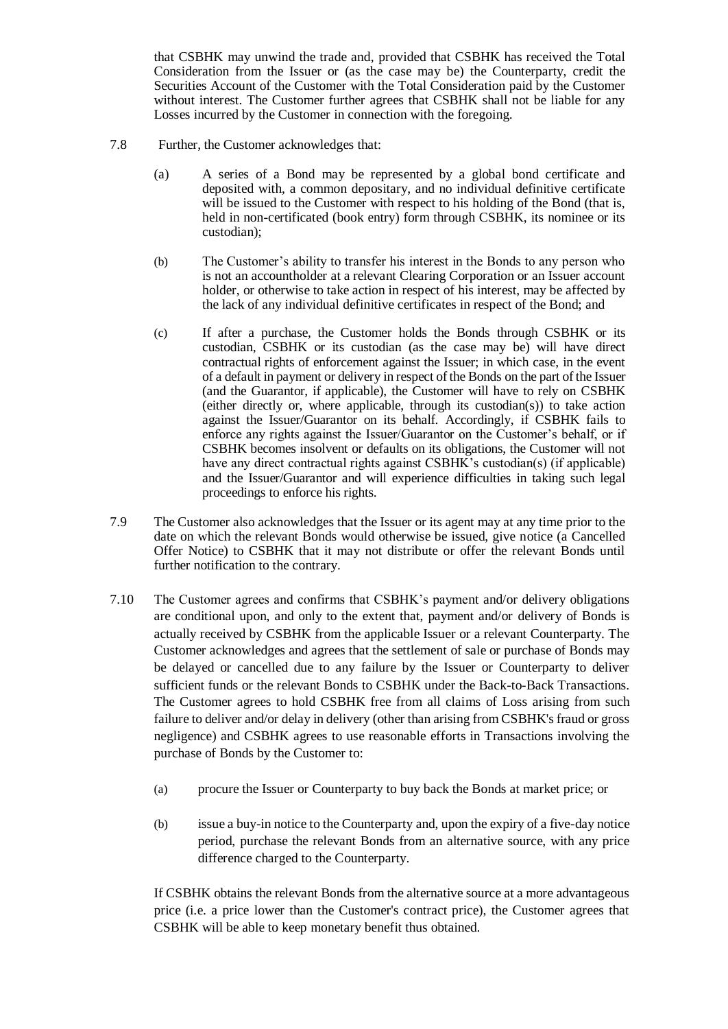that CSBHK may unwind the trade and, provided that CSBHK has received the Total Consideration from the Issuer or (as the case may be) the Counterparty, credit the Securities Account of the Customer with the Total Consideration paid by the Customer without interest. The Customer further agrees that CSBHK shall not be liable for any Losses incurred by the Customer in connection with the foregoing.

7.8 Further, the Customer acknowledges that:

(a) A series of a Bond may be represented by a global bond certificate and deposited with, a common depositary, and no individual definitive certificate will be issued to the Customer with respect to his holding of the Bond (that is, held in non-certificated (book entry) form through CSBHK, its nominee or its custodian);

(b) The Customer's ability to transfer his interest in the Bonds to any person who is not an accountholder at a relevant Clearing Corporation or an Issuer account holder, or otherwise to take action in respect of his interest, may be affected by the lack of any individual definitive certificates in respect of the Bond; and

(c) If after a purchase, the Customer holds the Bonds through CSBHK or its custodian, CSBHK or its custodian (as the case may be) will have direct contractual rights of enforcement against the Issuer; in which case, in the event of a default in payment or delivery in respect of the Bonds on the part of the Issuer (and the Guarantor, if applicable), the Customer will have to rely on CSBHK (either directly or, where applicable, through its custodian(s)) to take action against the Issuer/Guarantor on its behalf. Accordingly, if CSBHK fails to enforce any rights against the Issuer/Guarantor on the Customer's behalf, or if CSBHK becomes insolvent or defaults on its obligations, the Customer will not have any direct contractual rights against CSBHK's custodian(s) (if applicable) and the Issuer/Guarantor and will experience difficulties in taking such legal proceedings to enforce his rights.

7.9 The Customer also acknowledges that the Issuer or its agent may at any time prior to the date on which the relevant Bonds would otherwise be issued, give notice (a Cancelled Offer Notice) to CSBHK that it may not distribute or offer the relevant Bonds until further notification to the contrary.

7.10 The Customer agrees and confirms that CSBHK's payment and/or delivery obligations are conditional upon, and only to the extent that, payment and/or delivery of Bonds is actually received by CSBHK from the applicable Issuer or a relevant Counterparty. The Customer acknowledges and agrees that the settlement of sale or purchase of Bonds may be delayed or cancelled due to any failure by the Issuer or Counterparty to deliver sufficient funds or the relevant Bonds to CSBHK under the Back-to-Back Transactions. The Customer agrees to hold CSBHK free from all claims of Loss arising from such failure to deliver and/or delay in delivery (other than arising from CSBHK's fraud or gross negligence) and CSBHK agrees to use reasonable efforts in Transactions involving the purchase of Bonds by the Customer to:

(a) procure the Issuer or Counterparty to buy back the Bonds at market price; or

(b) issue a buy-in notice to the Counterparty and, upon the expiry of a five-day notice period, purchase the relevant Bonds from an alternative source, with any price difference charged to the Counterparty.

If CSBHK obtains the relevant Bonds from the alternative source at a more advantageous price (i.e. a price lower than the Customer's contract price), the Customer agrees that CSBHK will be able to keep monetary benefit thus obtained.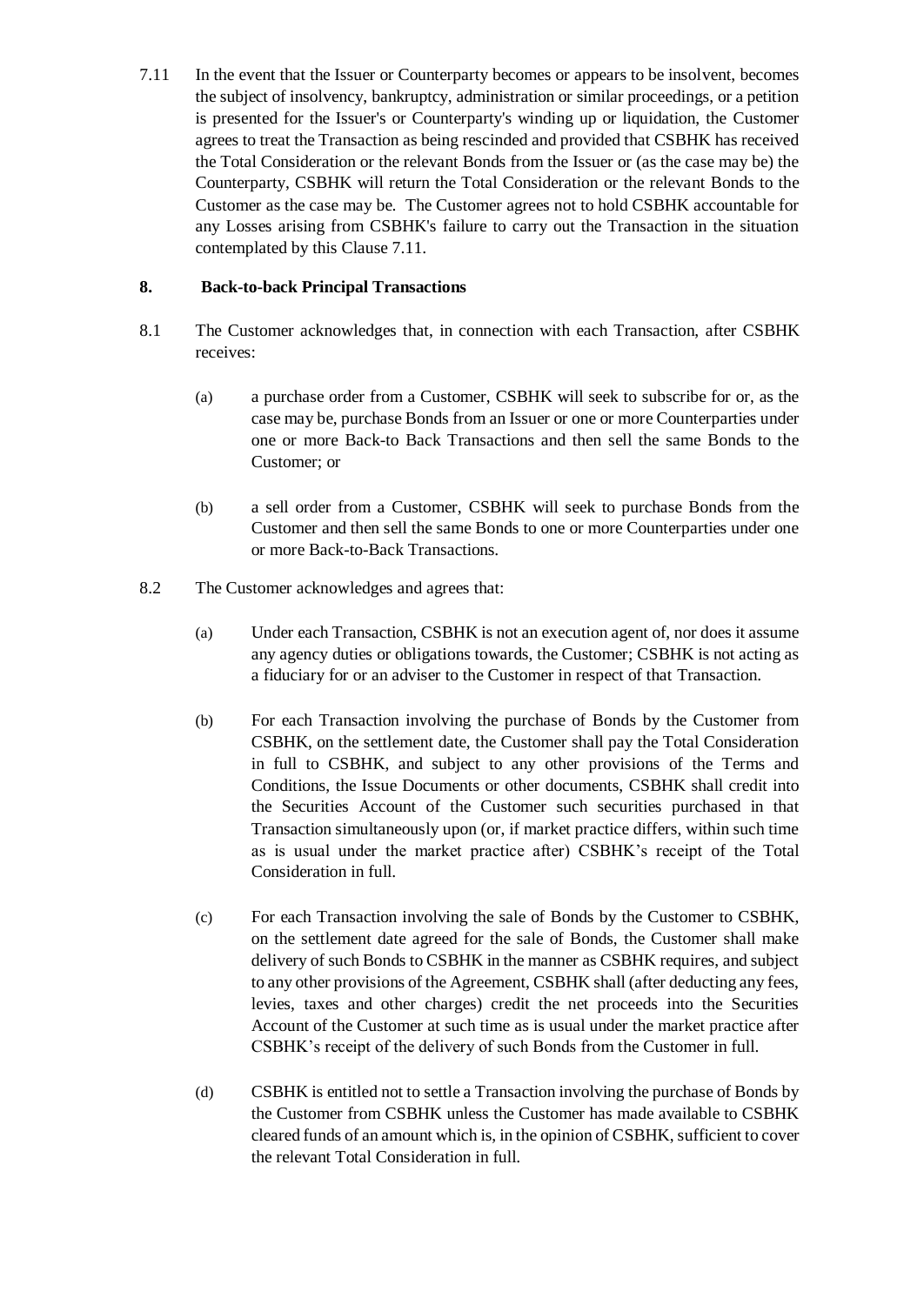7.11 In the event that the Issuer or Counterparty becomes or appears to be insolvent, becomes the subject of insolvency, bankruptcy, administration or similar proceedings, or a petition is presented for the Issuer's or Counterparty's winding up or liquidation, the Customer agrees to treat the Transaction as being rescinded and provided that CSBHK has received the Total Consideration or the relevant Bonds from the Issuer or (as the case may be) the Counterparty, CSBHK will return the Total Consideration or the relevant Bonds to the Customer as the case may be. The Customer agrees not to hold CSBHK accountable for any Losses arising from CSBHK's failure to carry out the Transaction in the situation contemplated by this Clause 7.11.

## 8. Back-to-back Principal Transactions

8.1 The Customer acknowledges that, in connection with each Transaction, after CSBHK receives:

(a) a purchase order from a Customer, CSBHK will seek to subscribe for or, as the case may be, purchase Bonds from an Issuer or one or more Counterparties under one or more Back-to Back Transactions and then sell the same Bonds to the Customer; or

(b) a sell order from a Customer, CSBHK will seek to purchase Bonds from the Customer and then sell the same Bonds to one or more Counterparties under one or more Back-to-Back Transactions.

8.2 The Customer acknowledges and agrees that:

(a) Under each Transaction, CSBHK is not an execution agent of, nor does it assume any agency duties or obligations towards, the Customer; CSBHK is not acting as a fiduciary for or an adviser to the Customer in respect of that Transaction.

(b) For each Transaction involving the purchase of Bonds by the Customer from CSBHK, on the settlement date, the Customer shall pay the Total Consideration in full to CSBHK, and subject to any other provisions of the Terms and Conditions, the Issue Documents or other documents, CSBHK shall credit into the Securities Account of the Customer such securities purchased in that Transaction simultaneously upon (or, if market practice differs, within such time as is usual under the market practice after) CSBHK's receipt of the Total Consideration in full.

(c) For each Transaction involving the sale of Bonds by the Customer to CSBHK, on the settlement date agreed for the sale of Bonds, the Customer shall make delivery of such Bonds to CSBHK in the manner as CSBHK requires, and subject to any other provisions of the Agreement, CSBHK shall (after deducting any fees, levies, taxes and other charges) credit the net proceeds into the Securities Account of the Customer at such time as is usual under the market practice after CSBHK's receipt of the delivery of such Bonds from the Customer in full.

(d) CSBHK is entitled not to settle a Transaction involving the purchase of Bonds by the Customer from CSBHK unless the Customer has made available to CSBHK cleared funds of an amount which is, in the opinion of CSBHK, sufficient to cover the relevant Total Consideration in full.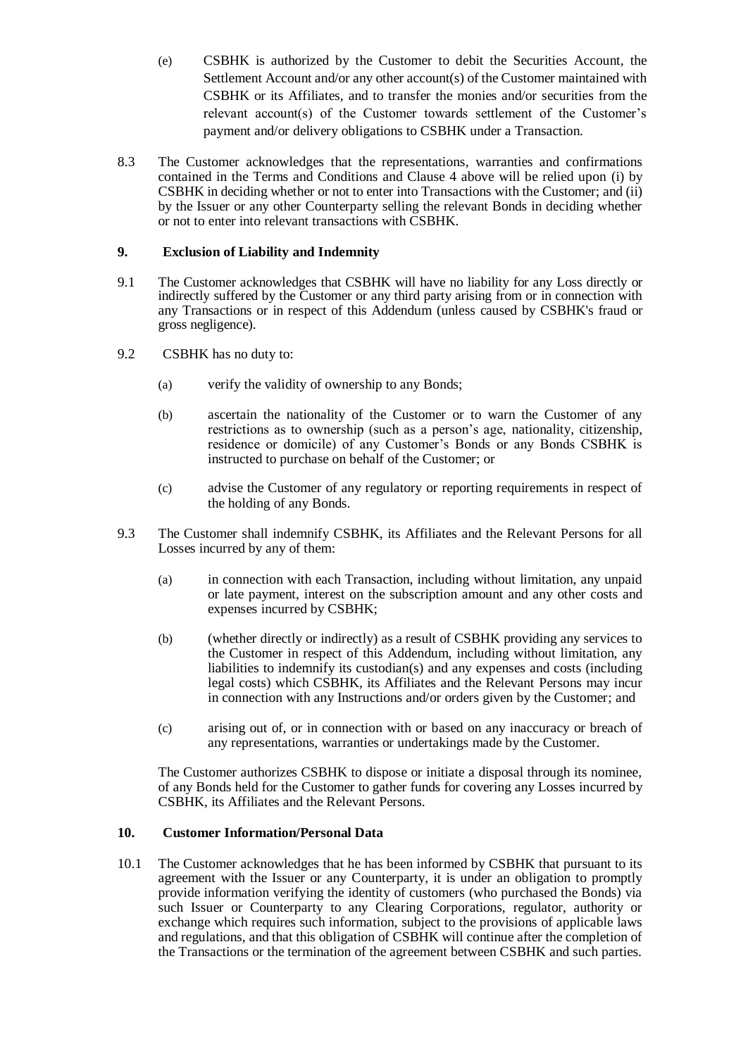(e) CSBHK is authorized by the Customer to debit the Securities Account, the Settlement Account and/or any other account(s) of the Customer maintained with CSBHK or its Affiliates, and to transfer the monies and/or securities from the relevant account(s) of the Customer towards settlement of the Customer's payment and/or delivery obligations to CSBHK under a Transaction.

8.3 The Customer acknowledges that the representations, warranties and confirmations contained in the Terms and Conditions and Clause 4 above will be relied upon (i) by CSBHK in deciding whether or not to enter into Transactions with the Customer; and (ii) by the Issuer or any other Counterparty selling the relevant Bonds in deciding whether or not to enter into relevant transactions with CSBHK.

## 9. Exclusion of Liability and Indemnity

9.1 The Customer acknowledges that CSBHK will have no liability for any Loss directly or indirectly suffered by the Customer or any third party arising from or in connection with any Transactions or in respect of this Addendum (unless caused by CSBHK's fraud or gross negligence).

9.2 CSBHK has no duty to:

(a) verify the validity of ownership to any Bonds;

(b) ascertain the nationality of the Customer or to warn the Customer of any restrictions as to ownership (such as a person's age, nationality, citizenship, residence or domicile) of any Customer's Bonds or any Bonds CSBHK is instructed to purchase on behalf of the Customer; or

(c) advise the Customer of any regulatory or reporting requirements in respect of the holding of any Bonds.

9.3 The Customer shall indemnify CSBHK, its Affiliates and the Relevant Persons for all Losses incurred by any of them:

(a) in connection with each Transaction, including without limitation, any unpaid or late payment, interest on the subscription amount and any other costs and expenses incurred by CSBHK;

(b) (whether directly or indirectly) as a result of CSBHK providing any services to the Customer in respect of this Addendum, including without limitation, any liabilities to indemnify its custodian(s) and any expenses and costs (including legal costs) which CSBHK, its Affiliates and the Relevant Persons may incur in connection with any Instructions and/or orders given by the Customer; and

(c) arising out of, or in connection with or based on any inaccuracy or breach of any representations, warranties or undertakings made by the Customer.

The Customer authorizes CSBHK to dispose or initiate a disposal through its nominee, of any Bonds held for the Customer to gather funds for covering any Losses incurred by CSBHK, its Affiliates and the Relevant Persons.

## 10. Customer Information/Personal Data

10.1 The Customer acknowledges that he has been informed by CSBHK that pursuant to its agreement with the Issuer or any Counterparty, it is under an obligation to promptly provide information verifying the identity of customers (who purchased the Bonds) via such Issuer or Counterparty to any Clearing Corporations, regulator, authority or exchange which requires such information, subject to the provisions of applicable laws and regulations, and that this obligation of CSBHK will continue after the completion of the Transactions or the termination of the agreement between CSBHK and such parties.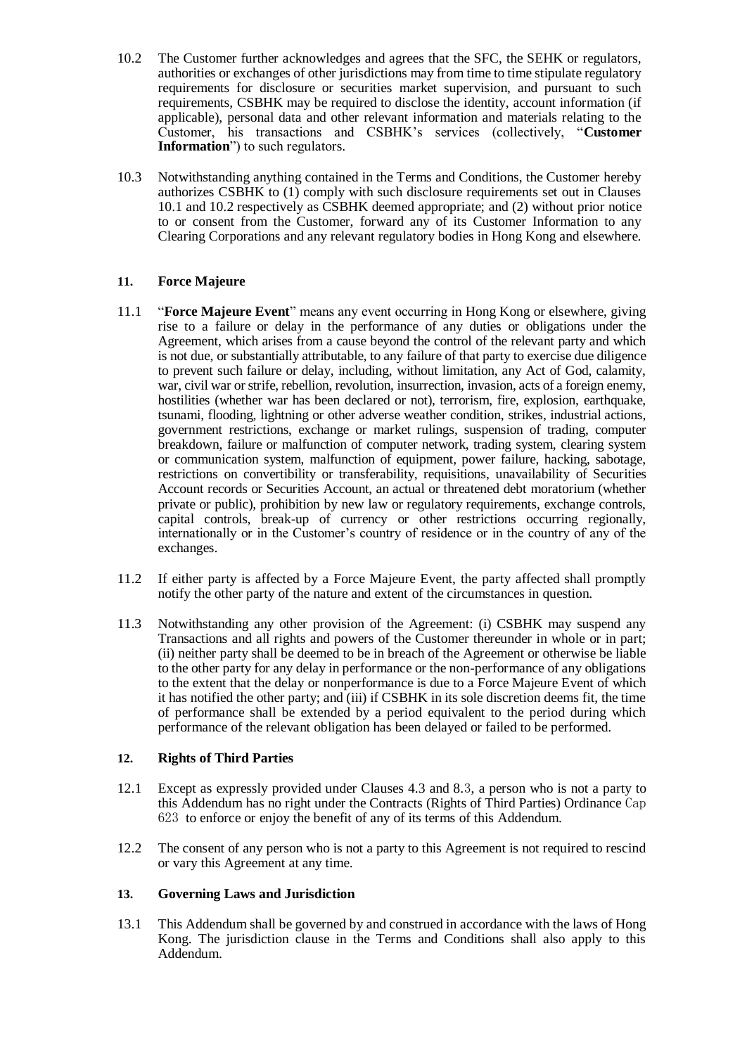10.2 The Customer further acknowledges and agrees that the SFC, the SEHK or regulators, authorities or exchanges of other jurisdictions may from time to time stipulate regulatory requirements for disclosure or securities market supervision, and pursuant to such requirements, CSBHK may be required to disclose the identity, account information (if applicable), personal data and other relevant information and materials relating to the Customer, his transactions and CSBHK's services (collectively, "**Customer Information**") to such regulators.

10.3 Notwithstanding anything contained in the Terms and Conditions, the Customer hereby authorizes CSBHK to (1) comply with such disclosure requirements set out in Clauses 10.1 and 10.2 respectively as CSBHK deemed appropriate; and (2) without prior notice to or consent from the Customer, forward any of its Customer Information to any Clearing Corporations and any relevant regulatory bodies in Hong Kong and elsewhere.

### 11. Force Majeure

11.1 "**Force Majeure Event**" means any event occurring in Hong Kong or elsewhere, giving rise to a failure or delay in the performance of any duties or obligations under the Agreement, which arises from a cause beyond the control of the relevant party and which is not due, or substantially attributable, to any failure of that party to exercise due diligence to prevent such failure or delay, including, without limitation, any Act of God, calamity, war, civil war or strife, rebellion, revolution, insurrection, invasion, acts of a foreign enemy, hostilities (whether war has been declared or not), terrorism, fire, explosion, earthquake, tsunami, flooding, lightning or other adverse weather condition, strikes, industrial actions, government restrictions, exchange or market rulings, suspension of trading, computer breakdown, failure or malfunction of computer network, trading system, clearing system or communication system, malfunction of equipment, power failure, hacking, sabotage, restrictions on convertibility or transferability, requisitions, unavailability of Securities Account records or Securities Account, an actual or threatened debt moratorium (whether private or public), prohibition by new law or regulatory requirements, exchange controls, capital controls, break-up of currency or other restrictions occurring regionally, internationally or in the Customer's country of residence or in the country of any of the exchanges.

11.2 If either party is affected by a Force Majeure Event, the party affected shall promptly notify the other party of the nature and extent of the circumstances in question.

11.3 Notwithstanding any other provision of the Agreement: (i) CSBHK may suspend any Transactions and all rights and powers of the Customer thereunder in whole or in part; (ii) neither party shall be deemed to be in breach of the Agreement or otherwise be liable to the other party for any delay in performance or the non-performance of any obligations to the extent that the delay or nonperformance is due to a Force Majeure Event of which it has notified the other party; and (iii) if CSBHK in its sole discretion deems fit, the time of performance shall be extended by a period equivalent to the period during which performance of the relevant obligation has been delayed or failed to be performed.

### 12. Rights of Third Parties

12.1 Except as expressly provided under Clauses 4.3 and 8.3, a person who is not a party to this Addendum has no right under the Contracts (Rights of Third Parties) Ordinance Cap 623 to enforce or enjoy the benefit of any of its terms of this Addendum.

12.2 The consent of any person who is not a party to this Agreement is not required to rescind or vary this Agreement at any time.

### 13. Governing Laws and Jurisdiction

13.1 This Addendum shall be governed by and construed in accordance with the laws of Hong Kong. The jurisdiction clause in the Terms and Conditions shall also apply to this Addendum.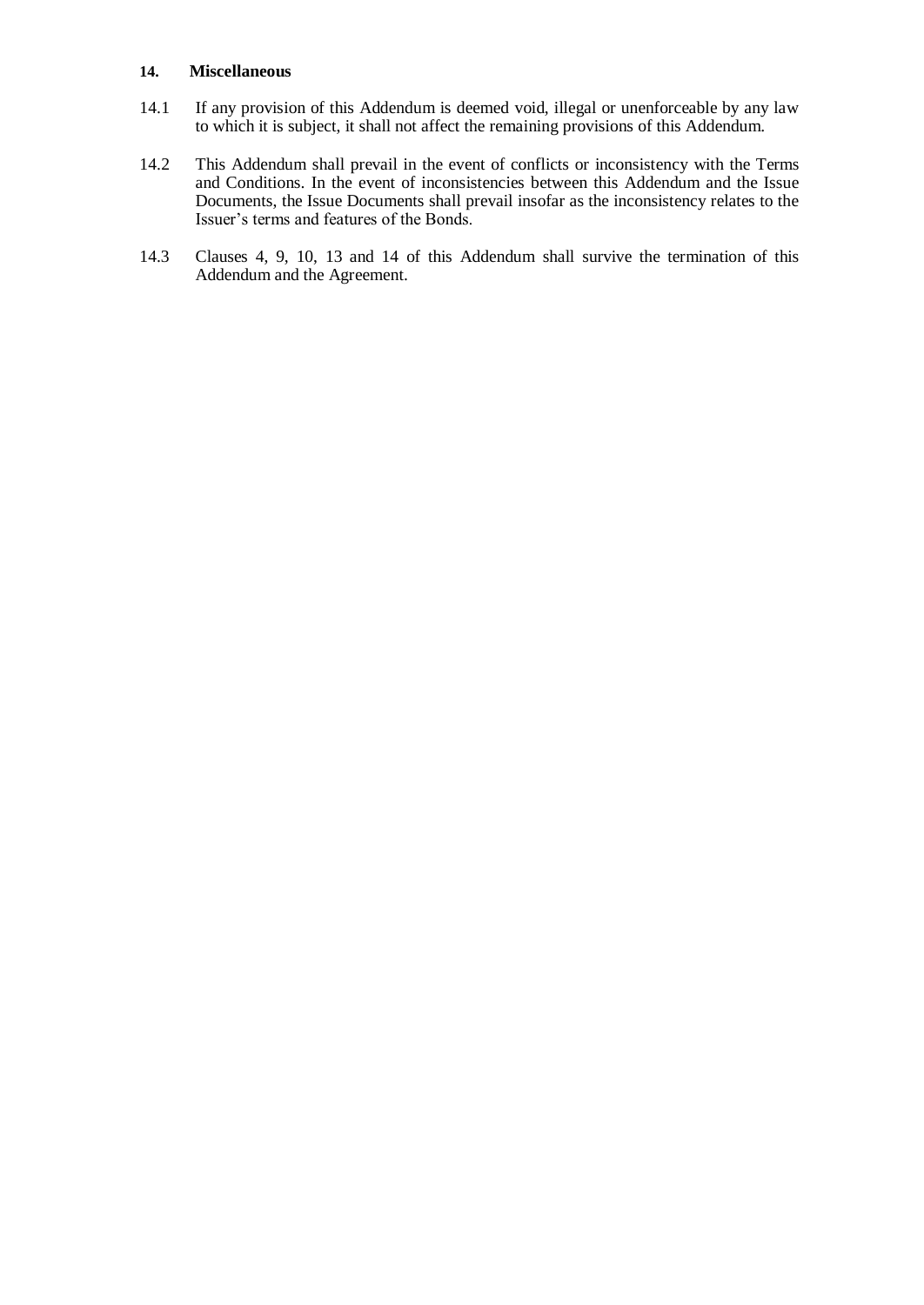## 14. Miscellaneous

14.1 If any provision of this Addendum is deemed void, illegal or unenforceable by any law to which it is subject, it shall not affect the remaining provisions of this Addendum.

14.2 This Addendum shall prevail in the event of conflicts or inconsistency with the Terms and Conditions. In the event of inconsistencies between this Addendum and the Issue Documents, the Issue Documents shall prevail insofar as the inconsistency relates to the Issuer's terms and features of the Bonds.

14.3 Clauses 4, 9, 10, 13 and 14 of this Addendum shall survive the termination of this Addendum and the Agreement.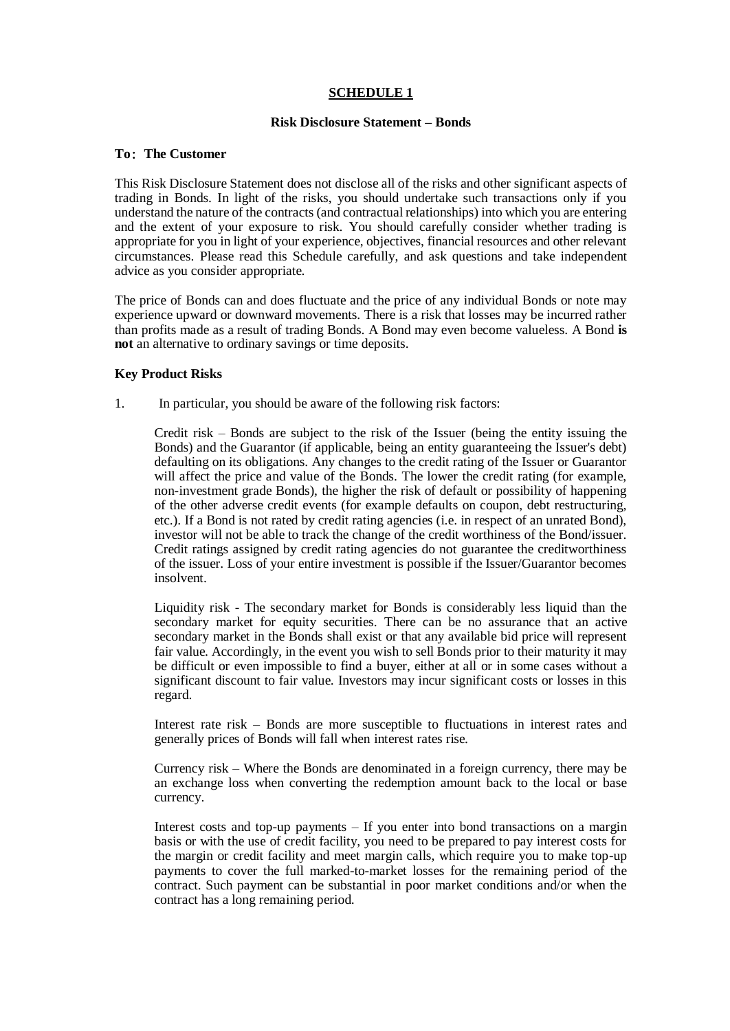**SCHEDULE 1**

**Risk Disclosure Statement – Bonds**

**To：The Customer**

This Risk Disclosure Statement does not disclose all of the risks and other significant aspects of trading in Bonds. In light of the risks, you should undertake such transactions only if you understand the nature of the contracts (and contractual relationships) into which you are entering and the extent of your exposure to risk. You should carefully consider whether trading is appropriate for you in light of your experience, objectives, financial resources and other relevant circumstances. Please read this Schedule carefully, and ask questions and take independent advice as you consider appropriate.

The price of Bonds can and does fluctuate and the price of any individual Bonds or note may experience upward or downward movements. There is a risk that losses may be incurred rather than profits made as a result of trading Bonds. A Bond may even become valueless. A Bond **is not** an alternative to ordinary savings or time deposits.

**Key Product Risks**

1. In particular, you should be aware of the following risk factors:

   Credit risk – Bonds are subject to the risk of the Issuer (being the entity issuing the Bonds) and the Guarantor (if applicable, being an entity guaranteeing the Issuer's debt) defaulting on its obligations. Any changes to the credit rating of the Issuer or Guarantor will affect the price and value of the Bonds. The lower the credit rating (for example, non-investment grade Bonds), the higher the risk of default or possibility of happening of the other adverse credit events (for example defaults on coupon, debt restructuring, etc.). If a Bond is not rated by credit rating agencies (i.e. in respect of an unrated Bond), investor will not be able to track the change of the credit worthiness of the Bond/issuer. Credit ratings assigned by credit rating agencies do not guarantee the creditworthiness of the issuer. Loss of your entire investment is possible if the Issuer/Guarantor becomes insolvent.

   Liquidity risk - The secondary market for Bonds is considerably less liquid than the secondary market for equity securities. There can be no assurance that an active secondary market in the Bonds shall exist or that any available bid price will represent fair value. Accordingly, in the event you wish to sell Bonds prior to their maturity it may be difficult or even impossible to find a buyer, either at all or in some cases without a significant discount to fair value. Investors may incur significant costs or losses in this regard.

   Interest rate risk – Bonds are more susceptible to fluctuations in interest rates and generally prices of Bonds will fall when interest rates rise.

   Currency risk – Where the Bonds are denominated in a foreign currency, there may be an exchange loss when converting the redemption amount back to the local or base currency.

   Interest costs and top-up payments – If you enter into bond transactions on a margin basis or with the use of credit facility, you need to be prepared to pay interest costs for the margin or credit facility and meet margin calls, which require you to make top-up payments to cover the full marked-to-market losses for the remaining period of the contract. Such payment can be substantial in poor market conditions and/or when the contract has a long remaining period.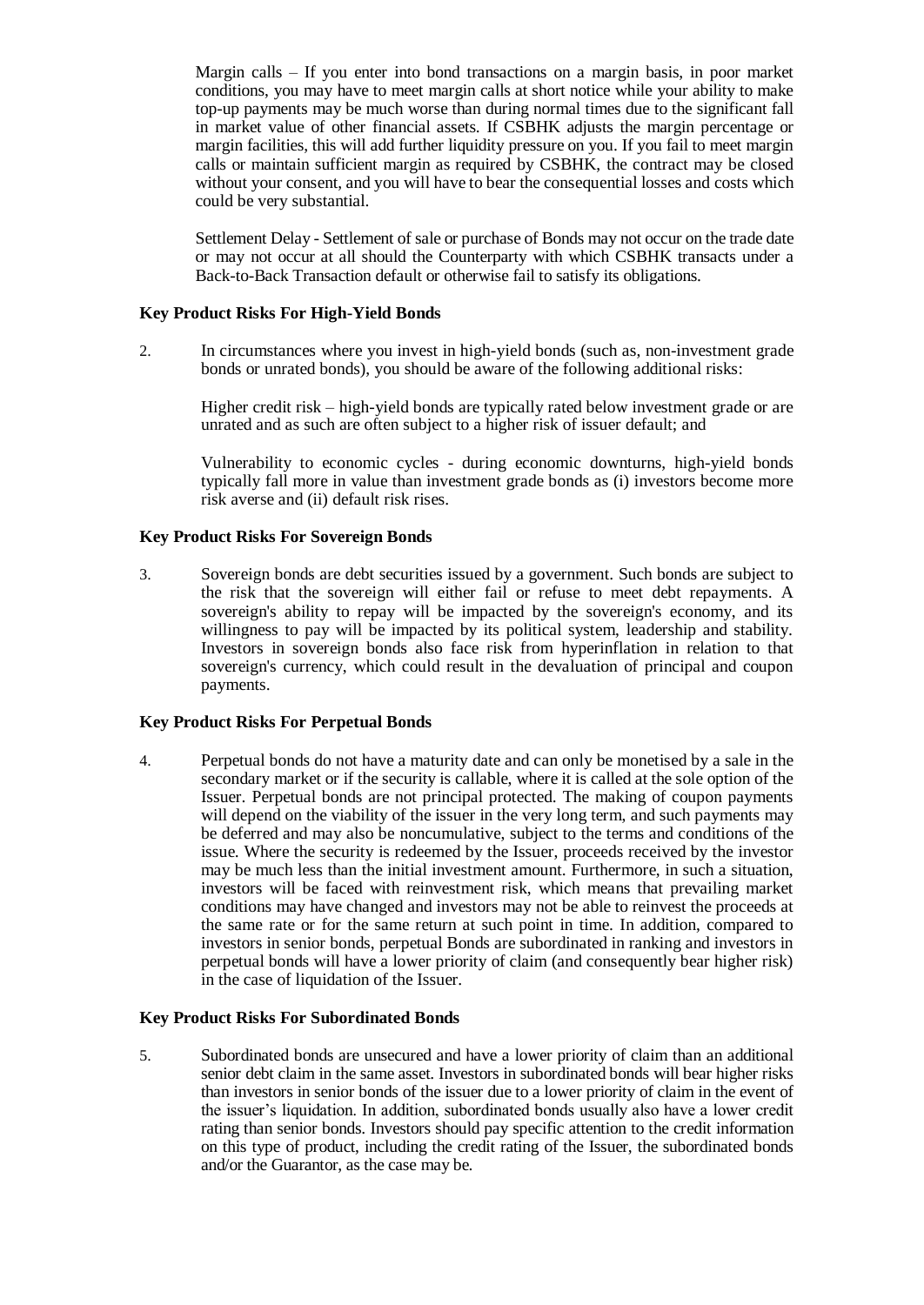Margin calls – If you enter into bond transactions on a margin basis, in poor market conditions, you may have to meet margin calls at short notice while your ability to make top-up payments may be much worse than during normal times due to the significant fall in market value of other financial assets. If CSBHK adjusts the margin percentage or margin facilities, this will add further liquidity pressure on you. If you fail to meet margin calls or maintain sufficient margin as required by CSBHK, the contract may be closed without your consent, and you will have to bear the consequential losses and costs which could be very substantial.

Settlement Delay - Settlement of sale or purchase of Bonds may not occur on the trade date or may not occur at all should the Counterparty with which CSBHK transacts under a Back-to-Back Transaction default or otherwise fail to satisfy its obligations.

**Key Product Risks For High-Yield Bonds**

2. In circumstances where you invest in high-yield bonds (such as, non-investment grade bonds or unrated bonds), you should be aware of the following additional risks:

   Higher credit risk – high-yield bonds are typically rated below investment grade or are unrated and as such are often subject to a higher risk of issuer default; and

   Vulnerability to economic cycles - during economic downturns, high-yield bonds typically fall more in value than investment grade bonds as (i) investors become more risk averse and (ii) default risk rises.

**Key Product Risks For Sovereign Bonds**

3. Sovereign bonds are debt securities issued by a government. Such bonds are subject to the risk that the sovereign will either fail or refuse to meet debt repayments. A sovereign's ability to repay will be impacted by the sovereign's economy, and its willingness to pay will be impacted by its political system, leadership and stability. Investors in sovereign bonds also face risk from hyperinflation in relation to that sovereign's currency, which could result in the devaluation of principal and coupon payments.

**Key Product Risks For Perpetual Bonds**

4. Perpetual bonds do not have a maturity date and can only be monetised by a sale in the secondary market or if the security is callable, where it is called at the sole option of the Issuer. Perpetual bonds are not principal protected. The making of coupon payments will depend on the viability of the issuer in the very long term, and such payments may be deferred and may also be noncumulative, subject to the terms and conditions of the issue. Where the security is redeemed by the Issuer, proceeds received by the investor may be much less than the initial investment amount. Furthermore, in such a situation, investors will be faced with reinvestment risk, which means that prevailing market conditions may have changed and investors may not be able to reinvest the proceeds at the same rate or for the same return at such point in time. In addition, compared to investors in senior bonds, perpetual Bonds are subordinated in ranking and investors in perpetual bonds will have a lower priority of claim (and consequently bear higher risk) in the case of liquidation of the Issuer.

**Key Product Risks For Subordinated Bonds**

5. Subordinated bonds are unsecured and have a lower priority of claim than an additional senior debt claim in the same asset. Investors in subordinated bonds will bear higher risks than investors in senior bonds of the issuer due to a lower priority of claim in the event of the issuer's liquidation. In addition, subordinated bonds usually also have a lower credit rating than senior bonds. Investors should pay specific attention to the credit information on this type of product, including the credit rating of the Issuer, the subordinated bonds and/or the Guarantor, as the case may be.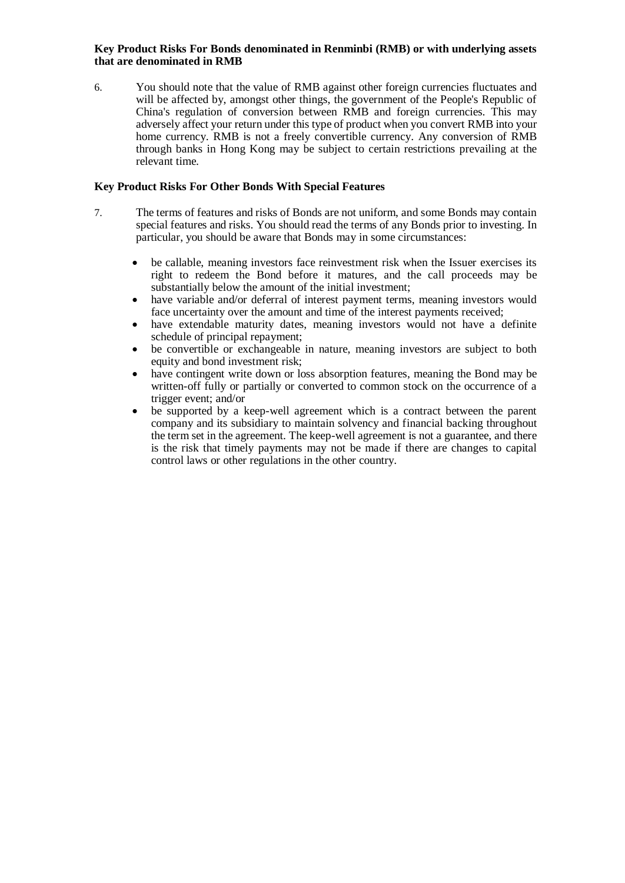**Key Product Risks For Bonds denominated in Renminbi (RMB) or with underlying assets that are denominated in RMB**

6. You should note that the value of RMB against other foreign currencies fluctuates and will be affected by, amongst other things, the government of the People's Republic of China's regulation of conversion between RMB and foreign currencies. This may adversely affect your return under this type of product when you convert RMB into your home currency. RMB is not a freely convertible currency. Any conversion of RMB through banks in Hong Kong may be subject to certain restrictions prevailing at the relevant time.

**Key Product Risks For Other Bonds With Special Features**

7. The terms of features and risks of Bonds are not uniform, and some Bonds may contain special features and risks. You should read the terms of any Bonds prior to investing. In particular, you should be aware that Bonds may in some circumstances:

   - be callable, meaning investors face reinvestment risk when the Issuer exercises its right to redeem the Bond before it matures, and the call proceeds may be substantially below the amount of the initial investment;
   - have variable and/or deferral of interest payment terms, meaning investors would face uncertainty over the amount and time of the interest payments received;
   - have extendable maturity dates, meaning investors would not have a definite schedule of principal repayment;
   - be convertible or exchangeable in nature, meaning investors are subject to both equity and bond investment risk;
   - have contingent write down or loss absorption features, meaning the Bond may be written-off fully or partially or converted to common stock on the occurrence of a trigger event; and/or
   - be supported by a keep-well agreement which is a contract between the parent company and its subsidiary to maintain solvency and financial backing throughout the term set in the agreement. The keep-well agreement is not a guarantee, and there is the risk that timely payments may not be made if there are changes to capital control laws or other regulations in the other country.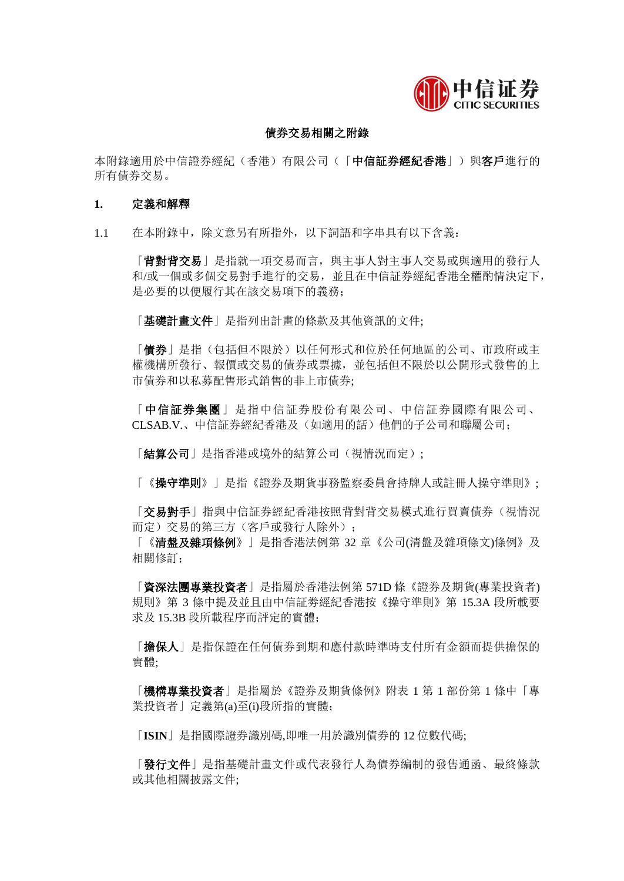**債券交易相關之附錄**

本附錄適用於中信證券經紀（香港）有限公司（「**中信証券經紀香港**」）與**客戶**進行的所有債券交易。

**1. 定義和解釋**

1.1 在本附錄中，除文意另有所指外，以下詞語和字串具有以下含義：

「**背對背交易**」是指就一項交易而言，與主事人對主事人交易或與適用的發行人和/或一個或多個交易對手進行的交易，並且在中信証券經紀香港全權酌情決定下，是必要的以便履行其在該交易項下的義務;

「**基礎計畫文件**」是指列出計畫的條款及其他資訊的文件;

「**債券**」是指（包括但不限於）以任何形式和位於任何地區的公司、市政府或主權機構所發行、報價或交易的債券或票據，並包括但不限於以公開形式發售的上市債券和以私募配售形式銷售的非上市債券;

「**中信証券集團**」是指中信証券股份有限公司、中信証券國際有限公司、CLSAB.V.、中信証券經紀香港及（如適用的話）他們的子公司和聯屬公司;

「**結算公司**」是指香港或境外的結算公司（視情況而定）;

「《**操守準則**》」是指《證券及期貨事務監察委員會持牌人或註冊人操守準則》;

「**交易對手**」指與中信証券經紀香港按照背對背交易模式進行買賣債券（視情況而定）交易的第三方（客戶或發行人除外）;

「《**清盤及雜項條例**》」是指香港法例第 32 章《公司(清盤及雜項條文)條例》及相關修訂;

「**資深法團專業投資者**」是指屬於香港法例第 571D 條《證券及期貨(專業投資者)規則》第 3 條中提及並且由中信証券經紀香港按《操守準則》第 15.3A 段所載要求及 15.3B 段所載程序而評定的實體;

「**擔保人**」是指保證在任何債券到期和應付款時準時支付所有金額而提供擔保的實體;

「**機構專業投資者**」是指屬於《證券及期貨條例》附表 1 第 1 部份第 1 條中「專業投資者」定義第(a)至(i)段所指的實體;

「**ISIN**」是指國際證券識別碼,即唯一用於識別債券的 12 位數代碼;

「**發行文件**」是指基礎計畫文件或代表發行人為債券編制的發售通函、最終條款或其他相關披露文件;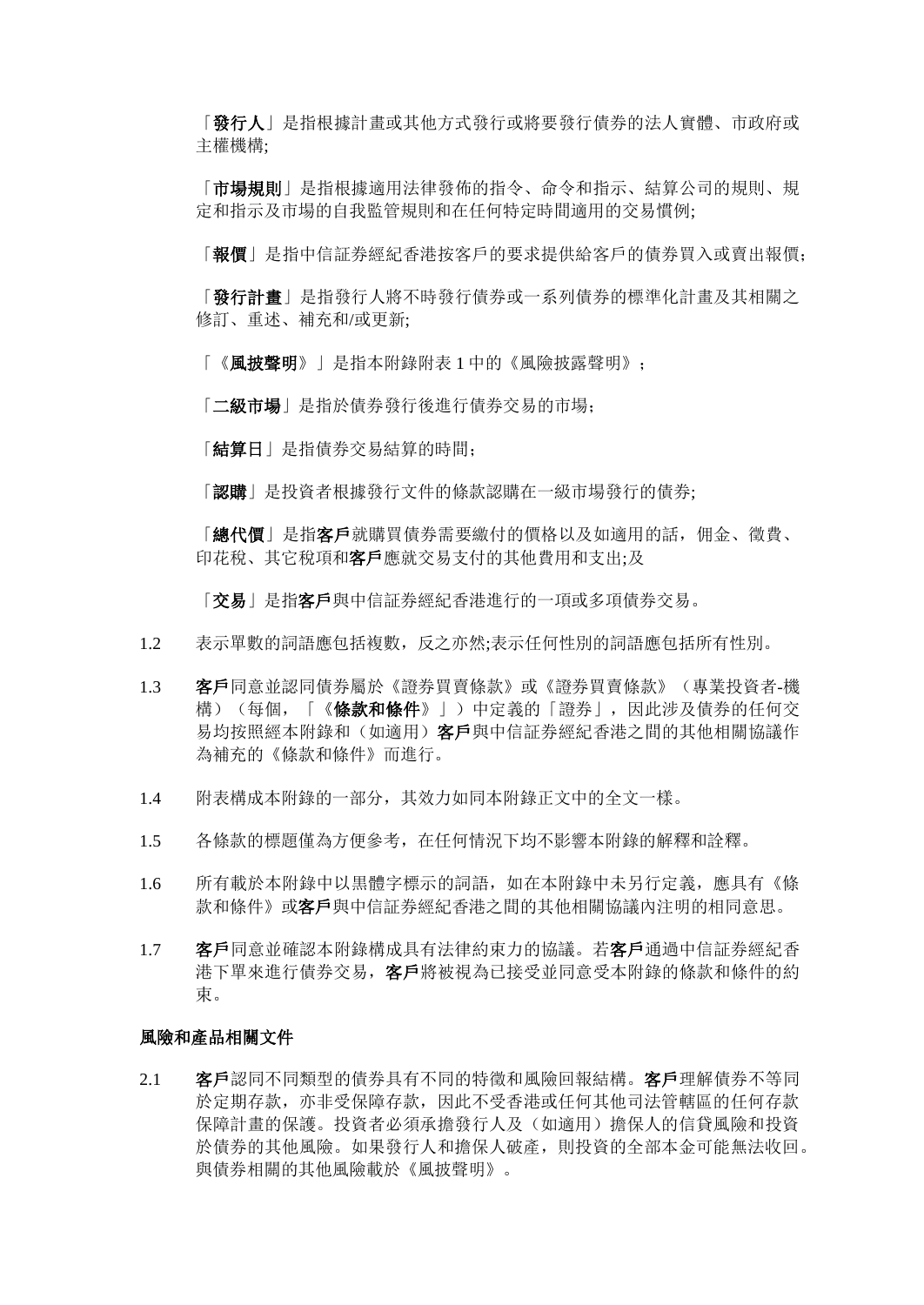「**發行人**」是指根據計畫或其他方式發行或將要發行債券的法人實體、市政府或主權機構;

「**市場規則**」是指根據適用法律發佈的指令、命令和指示、結算公司的規則、規定和指示及市場的自我監管規則和在任何特定時間適用的交易慣例;

「**報價**」是指中信証券經紀香港按客戶的要求提供給客戶的債券買入或賣出報價;

「**發行計畫**」是指發行人將不時發行債券或一系列債券的標準化計畫及其相關之修訂、重述、補充和/或更新;

「《**風披聲明**》」是指本附錄附表 1 中的《風險披露聲明》;

「**二級市場**」是指於債券發行後進行債券交易的市場;

「**結算日**」是指債券交易結算的時間;

「**認購**」是投資者根據發行文件的條款認購在一級市場發行的債券;

「**總代價**」是指**客戶**就購買債券需要繳付的價格以及如適用的話,佣金、徵費、印花稅、其它稅項和**客戶**應就交易支付的其他費用和支出;及

「**交易**」是指**客戶**與中信証券經紀香港進行的一項或多項債券交易。

1.2 表示單數的詞語應包括複數,反之亦然;表示任何性別的詞語應包括所有性別。

1.3 **客戶**同意並認同債券屬於《證券買賣條款》或《證券買賣條款》(專業投資者-機構)(每個,「《**條款和條件**》」)中定義的「證券」,因此涉及債券的任何交易均按照經本附錄和(如適用)**客戶**與中信証券經紀香港之間的其他相關協議作為補充的《條款和條件》而進行。

1.4 附表構成本附錄的一部分,其效力如同本附錄正文中的全文一樣。

1.5 各條款的標題僅為方便參考,在任何情況下均不影響本附錄的解釋和詮釋。

1.6 所有載於本附錄中以黑體字標示的詞語,如在本附錄中未另行定義,應具有《條款和條件》或**客戶**與中信証券經紀香港之間的其他相關協議內注明的相同意思。

1.7 **客戶**同意並確認本附錄構成具有法律約束力的協議。若**客戶**通過中信証券經紀香港下單來進行債券交易,**客戶**將被視為已接受並同意受本附錄的條款和條件的約束。

**風險和產品相關文件**

2.1 **客戶**認同不同類型的債券具有不同的特徵和風險回報結構。**客戶**理解債券不等同於定期存款,亦非受保障存款,因此不受香港或任何其他司法管轄區的任何存款保障計畫的保護。投資者必須承擔發行人及(如適用)擔保人的信貸風險和投資於債券的其他風險。如果發行人和擔保人破產,則投資的全部本金可能無法收回。與債券相關的其他風險載於《風披聲明》。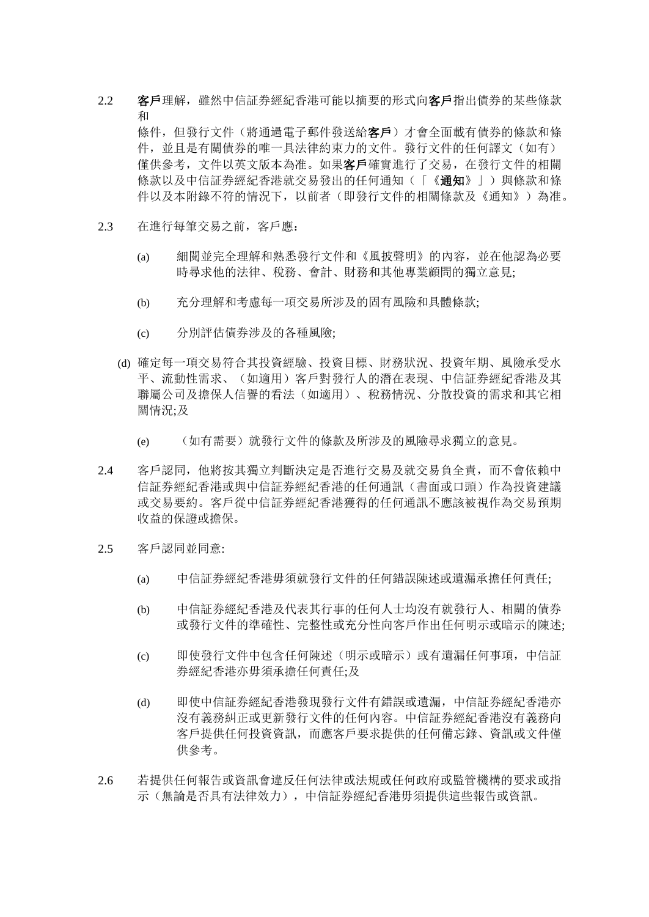2.2 **客戶**理解，雖然中信証券經紀香港可能以摘要的形式向**客戶**指出債券的某些條款和條件，但發行文件（將通過電子郵件發送給**客戶**）才會全面載有債券的條款和條件，並且是有關債券的唯一具法律約束力的文件。發行文件的任何譯文（如有）僅供參考，文件以英文版本為准。如果**客戶**確實進行了交易，在發行文件的相關條款以及中信証券經紀香港就交易發出的任何通知（「《**通知**》」）與條款和條件以及本附錄不符的情況下，以前者（即發行文件的相關條款及《通知》）為准。

2.3 在進行每筆交易之前，客戶應：

(a) 細閱並完全理解和熟悉發行文件和《風披聲明》的內容，並在他認為必要時尋求他的法律、稅務、會計、財務和其他專業顧問的獨立意見;

(b) 充分理解和考慮每一項交易所涉及的固有風險和具體條款;

(c) 分別評估債券涉及的各種風險;

(d) 確定每一項交易符合其投資經驗、投資目標、財務狀況、投資年期、風險承受水平、流動性需求、（如適用）客戶對發行人的潛在表現、中信証券經紀香港及其聯屬公司及擔保人信譽的看法（如適用）、稅務情況、分散投資的需求和其它相關情況;及

(e) （如有需要）就發行文件的條款及所涉及的風險尋求獨立的意見。

2.4 客戶認同，他將按其獨立判斷決定是否進行交易及就交易負全責，而不會依賴中信証券經紀香港或與中信証券經紀香港的任何通訊（書面或口頭）作為投資建議或交易要約。客戶從中信証券經紀香港獲得的任何通訊不應該被視作為交易預期收益的保證或擔保。

2.5 客戶認同並同意:

(a) 中信証券經紀香港毋須就發行文件的任何錯誤陳述或遺漏承擔任何責任;

(b) 中信証券經紀香港及代表其行事的任何人士均沒有就發行人、相關的債券或發行文件的準確性、完整性或充分性向客戶作出任何明示或暗示的陳述;

(c) 即使發行文件中包含任何陳述（明示或暗示）或有遺漏任何事項，中信証券經紀香港亦毋須承擔任何責任;及

(d) 即使中信証券經紀香港發現發行文件有錯誤或遺漏，中信証券經紀香港亦沒有義務糾正或更新發行文件的任何內容。中信証券經紀香港沒有義務向客戶提供任何投資資訊，而應客戶要求提供的任何備忘錄、資訊或文件僅供參考。

2.6 若提供任何報告或資訊會違反任何法律或法規或任何政府或監管機構的要求或指示（無論是否具有法律效力），中信証券經紀香港毋須提供這些報告或資訊。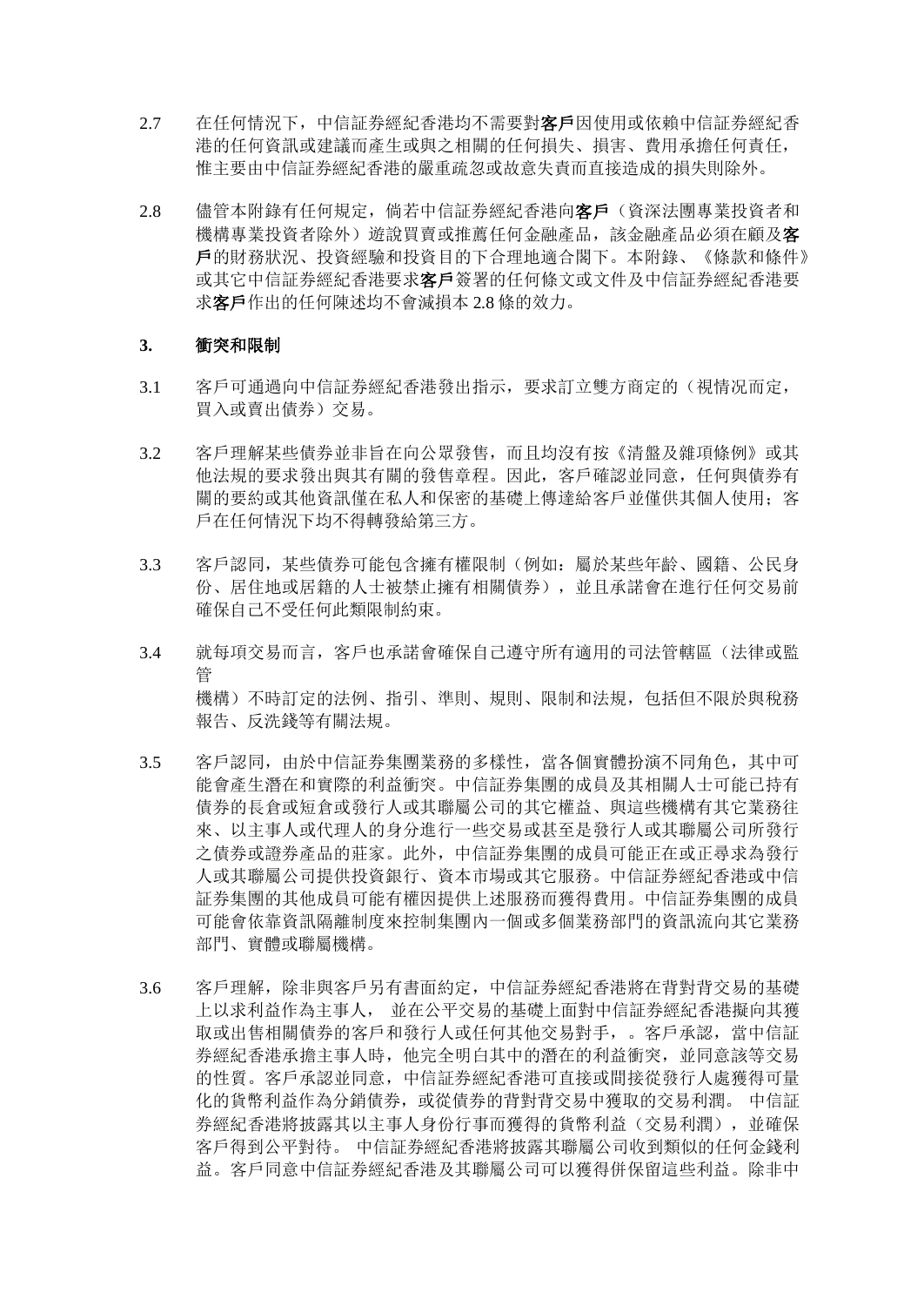2.7 在任何情況下，中信証券經紀香港均不需要對**客戶**因使用或依賴中信証券經紀香港的任何資訊或建議而產生或與之相關的任何損失、損害、費用承擔任何責任，惟主要由中信証券經紀香港的嚴重疏忽或故意失責而直接造成的損失則除外。

2.8 儘管本附錄有任何規定，倘若中信証券經紀香港向**客戶**（資深法團專業投資者和機構專業投資者除外）遊說買賣或推薦任何金融產品，該金融產品必須在顧及**客戶**的財務狀況、投資經驗和投資目的下合理地適合閣下。本附錄、《條款和條件》或其它中信証券經紀香港要求**客戶**簽署的任何條文或文件及中信証券經紀香港要求**客戶**作出的任何陳述均不會減損本 2.8 條的效力。

**3. 衝突和限制**

3.1 客戶可通過向中信証券經紀香港發出指示，要求訂立雙方商定的（視情況而定，買入或賣出債券）交易。

3.2 客戶理解某些債券並非旨在向公眾發售，而且均沒有按《清盤及雜項條例》或其他法規的要求發出與其有關的發售章程。因此，客戶確認並同意，任何與債券有關的要約或其他資訊僅在私人和保密的基礎上傳達給客戶並僅供其個人使用；客戶在任何情況下均不得轉發給第三方。

3.3 客戶認同，某些債券可能包含擁有權限制（例如：屬於某些年齡、國籍、公民身份、居住地或居籍的人士被禁止擁有相關債券），並且承諾會在進行任何交易前確保自己不受任何此類限制約束。

3.4 就每項交易而言，客戶也承諾會確保自己遵守所有適用的司法管轄區（法律或監管
機構）不時訂定的法例、指引、準則、規則、限制和法規，包括但不限於與稅務報告、反洗錢等有關法規。

3.5 客戶認同，由於中信証券集團業務的多樣性，當各個實體扮演不同角色，其中可能會產生潛在和實際的利益衝突。中信証券集團的成員及其相關人士可能已持有債券的長倉或短倉或發行人或其聯屬公司的其它權益、與這些機構有其它業務往來、以主事人或代理人的身分進行一些交易或甚至是發行人或其聯屬公司所發行之債券或證券產品的莊家。此外，中信証券集團的成員可能正在或正尋求為發行人或其聯屬公司提供投資銀行、資本市場或其它服務。中信証券經紀香港或中信証券集團的其他成員可能有權因提供上述服務而獲得費用。中信証券集團的成員可能會依靠資訊隔離制度來控制集團內一個或多個業務部門的資訊流向其它業務部門、實體或聯屬機構。

3.6 客戶理解，除非與客戶另有書面約定，中信証券經紀香港將在背對背交易的基礎上以求利益作為主事人， 並在公平交易的基礎上面對中信証券經紀香港擬向其獲取或出售相關債券的客戶和發行人或任何其他交易對手，。客戶承認，當中信証券經紀香港承擔主事人時，他完全明白其中的潛在的利益衝突，並同意該等交易的性質。客戶承認並同意，中信証券經紀香港可直接或間接從發行人處獲得可量化的貨幣利益作為分銷債券，或從債券的背對背交易中獲取的交易利潤。 中信証券經紀香港將披露其以主事人身份行事而獲得的貨幣利益（交易利潤），並確保客戶得到公平對待。 中信証券經紀香港將披露其聯屬公司收到類似的任何金錢利益。客戶同意中信証券經紀香港及其聯屬公司可以獲得併保留這些利益。除非中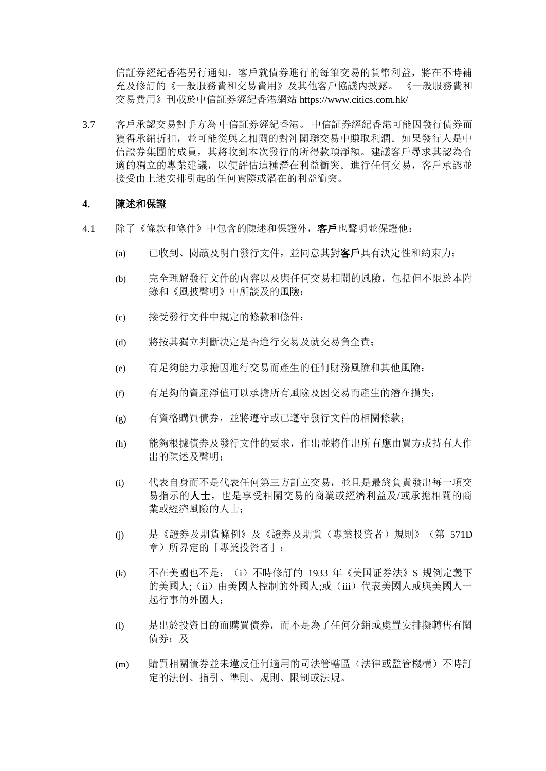信証券經紀香港另行通知，客戶就債券進行的每筆交易的貨幣利益，將在不時補充及修訂的《一般服務費和交易費用》及其他客戶協議內披露。 《一般服務費和交易費用》刊載於中信証券經紀香港網站 https://www.citics.com.hk/

3.7 客戶承認交易對手方為 中信証券經紀香港。 中信証券經紀香港可能因發行債券而獲得承銷折扣，並可能從與之相關的對沖關聯交易中賺取利潤。如果發行人是中信證券集團的成員，其將收到本次發行的所得款項淨額。建議客戶尋求其認為合適的獨立的專業建議，以便評估這種潛在利益衝突。進行任何交易，客戶承認並接受由上述安排引起的任何實際或潛在的利益衝突。

## 4. 陳述和保證

4.1 除了《條款和條件》中包含的陳述和保證外，**客戶**也聲明並保證他：

(a) 已收到、閱讀及明白發行文件，並同意其對**客戶**具有決定性和約束力；

(b) 完全理解發行文件的內容以及與任何交易相關的風險，包括但不限於本附錄和《風披聲明》中所談及的風險；

(c) 接受發行文件中規定的條款和條件；

(d) 將按其獨立判斷決定是否進行交易及就交易負全責；

(e) 有足夠能力承擔因進行交易而產生的任何財務風險和其他風險；

(f) 有足夠的資產淨值可以承擔所有風險及因交易而產生的潛在損失；

(g) 有資格購買債券，並將遵守或已遵守發行文件的相關條款；

(h) 能夠根據債券及發行文件的要求，作出並將作出所有應由買方或持有人作出的陳述及聲明；

(i) 代表自身而不是代表任何第三方訂立交易，並且是最終負責發出每一項交易指示的**人士**，也是享受相關交易的商業或經濟利益及/或承擔相關的商業或經濟風險的人士；

(j) 是《證券及期貨條例》及《證券及期貨（專業投資者）規則》（第 571D 章）所界定的「專業投資者」；

(k) 不在美國也不是：（i）不時修訂的 1933 年《美国证券法》S 規例定義下的美國人;（ii）由美國人控制的外國人;或（iii）代表美國人或與美國人一起行事的外國人；

(l) 是出於投資目的而購買債券，而不是為了任何分銷或處置安排擬轉售有關債券； 及

(m) 購買相關債券並未違反任何適用的司法管轄區（法律或監管機構）不時訂定的法例、指引、準則、規則、限制或法規。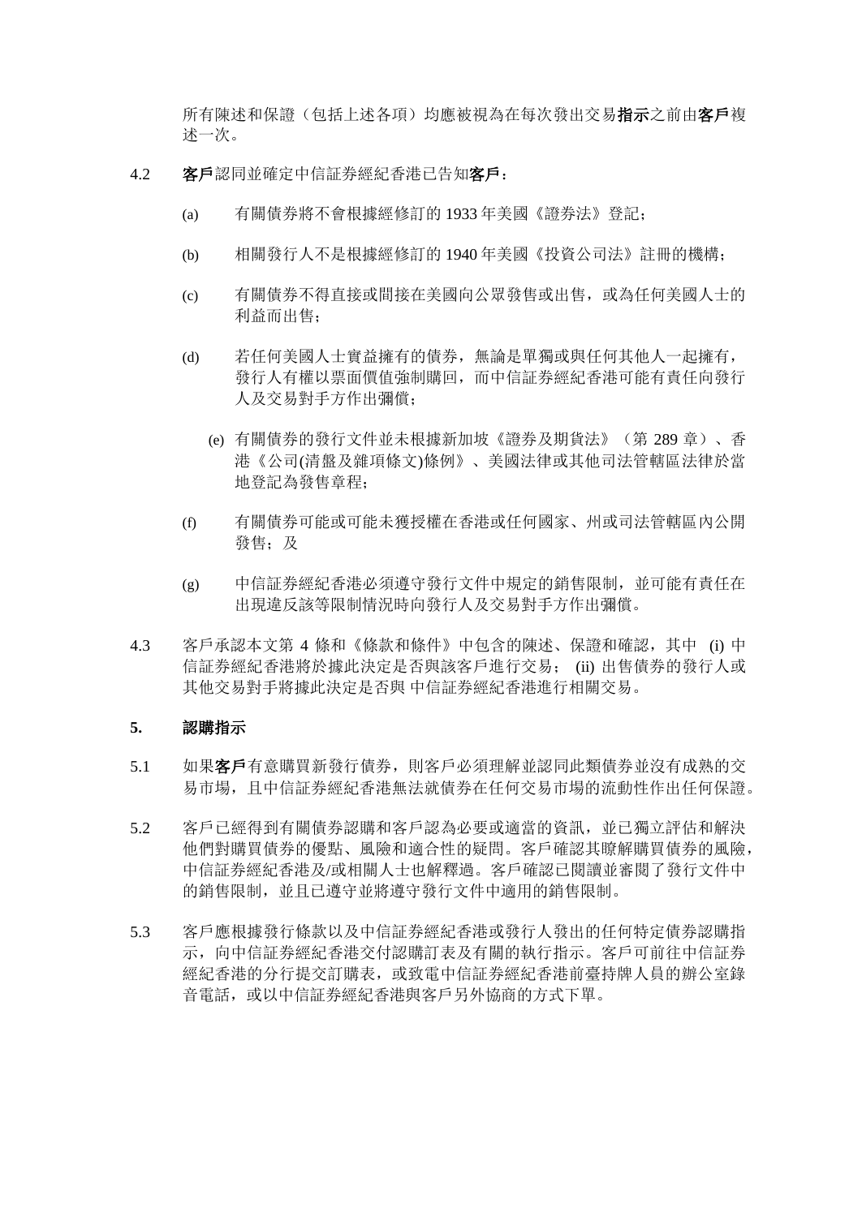所有陳述和保證（包括上述各項）均應被視為在每次發出交易**指示**之前由**客戶**複述一次。

4.2 **客戶**認同並確定中信証券經紀香港已告知**客戶**：

(a) 有關債券將不會根據經修訂的 1933 年美國《證券法》登記；

(b) 相關發行人不是根據經修訂的 1940 年美國《投資公司法》註冊的機構；

(c) 有關債券不得直接或間接在美國向公眾發售或出售，或為任何美國人士的利益而出售；

(d) 若任何美國人士實益擁有的債券，無論是單獨或與任何其他人一起擁有，發行人有權以票面價值強制購回，而中信証券經紀香港可能有責任向發行人及交易對手方作出彌償；

(e) 有關債券的發行文件並未根據新加坡《證券及期貨法》（第 289 章）、香港《公司(清盤及雜項條文)條例》、美國法律或其他司法管轄區法律於當地登記為發售章程；

(f) 有關債券可能或可能未獲授權在香港或任何國家、州或司法管轄區內公開發售；及

(g) 中信証券經紀香港必須遵守發行文件中規定的銷售限制，並可能有責任在出現違反該等限制情況時向發行人及交易對手方作出彌償。

4.3 客戶承認本文第 4 條和《條款和條件》中包含的陳述、保證和確認，其中 (i) 中信証券經紀香港將於據此決定是否與該客戶進行交易； (ii) 出售債券的發行人或其他交易對手將據此決定是否與 中信証券經紀香港進行相關交易。

**5. 認購指示**

5.1 如果**客戶**有意購買新發行債券，則客戶必須理解並認同此類債券並沒有成熟的交易市場，且中信証券經紀香港無法就債券在任何交易市場的流動性作出任何保證。

5.2 客戶已經得到有關債券認購和客戶認為必要或適當的資訊，並已獨立評估和解決他們對購買債券的優點、風險和適合性的疑問。客戶確認其瞭解購買債券的風險，中信証券經紀香港及/或相關人士也解釋過。客戶確認已閱讀並審閱了發行文件中的銷售限制，並且已遵守並將遵守發行文件中適用的銷售限制。

5.3 客戶應根據發行條款以及中信証券經紀香港或發行人發出的任何特定債券認購指示，向中信証券經紀香港交付認購訂表及有關的執行指示。客戶可前往中信証券經紀香港的分行提交訂購表，或致電中信証券經紀香港前臺持牌人員的辦公室錄音電話，或以中信証券經紀香港與客戶另外協商的方式下單。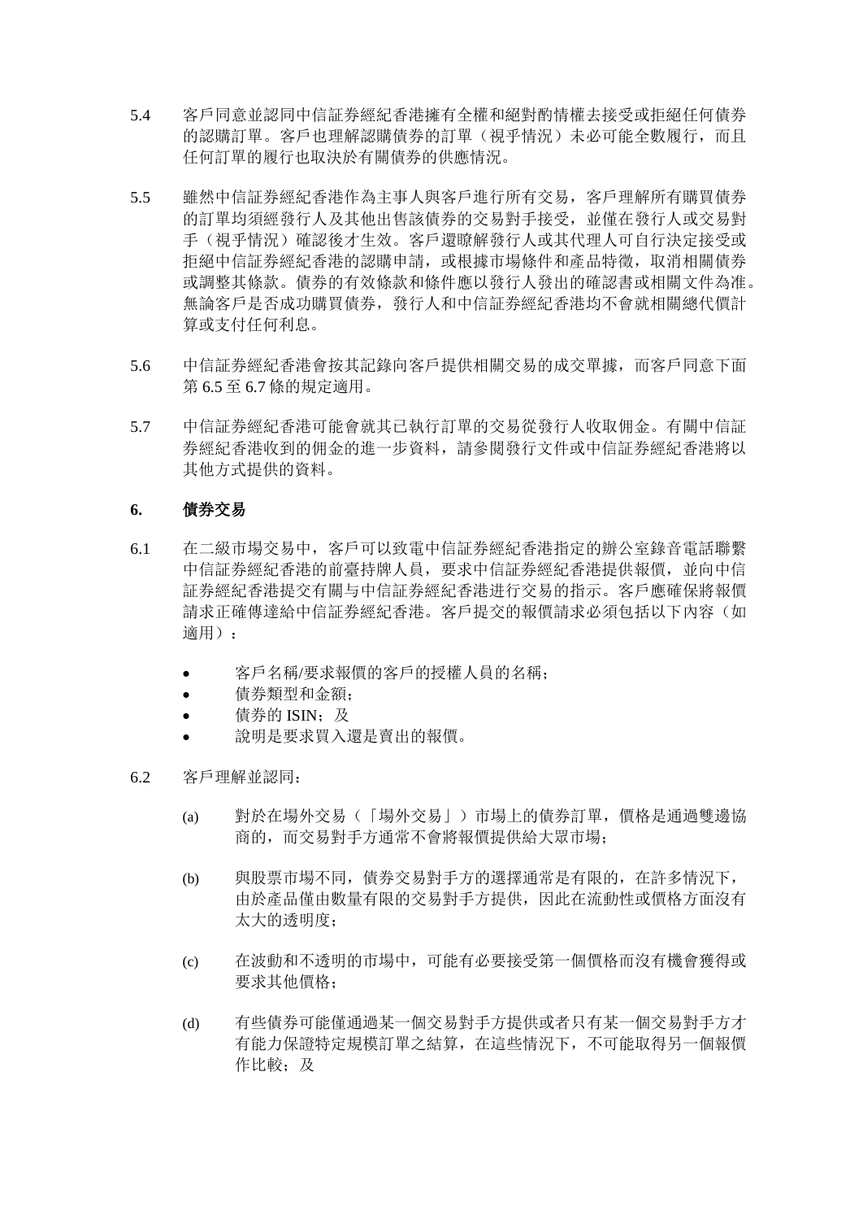5.4 客戶同意並認同中信証券經紀香港擁有全權和絕對酌情權去接受或拒絕任何債券的認購訂單。客戶也理解認購債券的訂單（視乎情況）未必可能全數履行，而且任何訂單的履行也取決於有關債券的供應情況。

5.5 雖然中信証券經紀香港作為主事人與客戶進行所有交易，客戶理解所有購買債券的訂單均須經發行人及其他出售該債券的交易對手接受，並僅在發行人或交易對手（視乎情況）確認後才生效。客戶還瞭解發行人或其代理人可自行決定接受或拒絕中信証券經紀香港的認購申請，或根據市場條件和產品特徵，取消相關債券或調整其條款。債券的有效條款和條件應以發行人發出的確認書或相關文件為准。無論客戶是否成功購買債券，發行人和中信証券經紀香港均不會就相關總代價計算或支付任何利息。

5.6 中信証券經紀香港會按其記錄向客戶提供相關交易的成交單據，而客戶同意下面第 6.5 至 6.7 條的規定適用。

5.7 中信証券經紀香港可能會就其已執行訂單的交易從發行人收取佣金。有關中信証券經紀香港收到的佣金的進一步資料，請參閱發行文件或中信証券經紀香港將以其他方式提供的資料。

## 6. 債券交易

6.1 在二級市場交易中，客戶可以致電中信証券經紀香港指定的辦公室錄音電話聯繫中信証券經紀香港的前臺持牌人員，要求中信証券經紀香港提供報價，並向中信証券經紀香港提交有關與中信証券經紀香港進行交易的指示。客戶應確保將報價請求正確傳達給中信証券經紀香港。客戶提交的報價請求必須包括以下內容（如適用）：

- 客戶名稱/要求報價的客戶的授權人員的名稱；
- 債券類型和金額；
- 債券的 ISIN；及
- 說明是要求買入還是賣出的報價。

6.2 客戶理解並認同：

(a) 對於在場外交易（「場外交易」）市場上的債券訂單，價格是通過雙邊協商的，而交易對手方通常不會將報價提供給大眾市場；

(b) 與股票市場不同，債券交易對手方的選擇通常是有限的，在許多情況下，由於產品僅由數量有限的交易對手方提供，因此在流動性或價格方面沒有太大的透明度；

(c) 在波動和不透明的市場中，可能有必要接受第一個價格而沒有機會獲得或要求其他價格；

(d) 有些債券可能僅通過某一個交易對手方提供或者只有某一個交易對手方才有能力保證特定規模訂單之結算，在這些情況下，不可能取得另一個報價作比較；及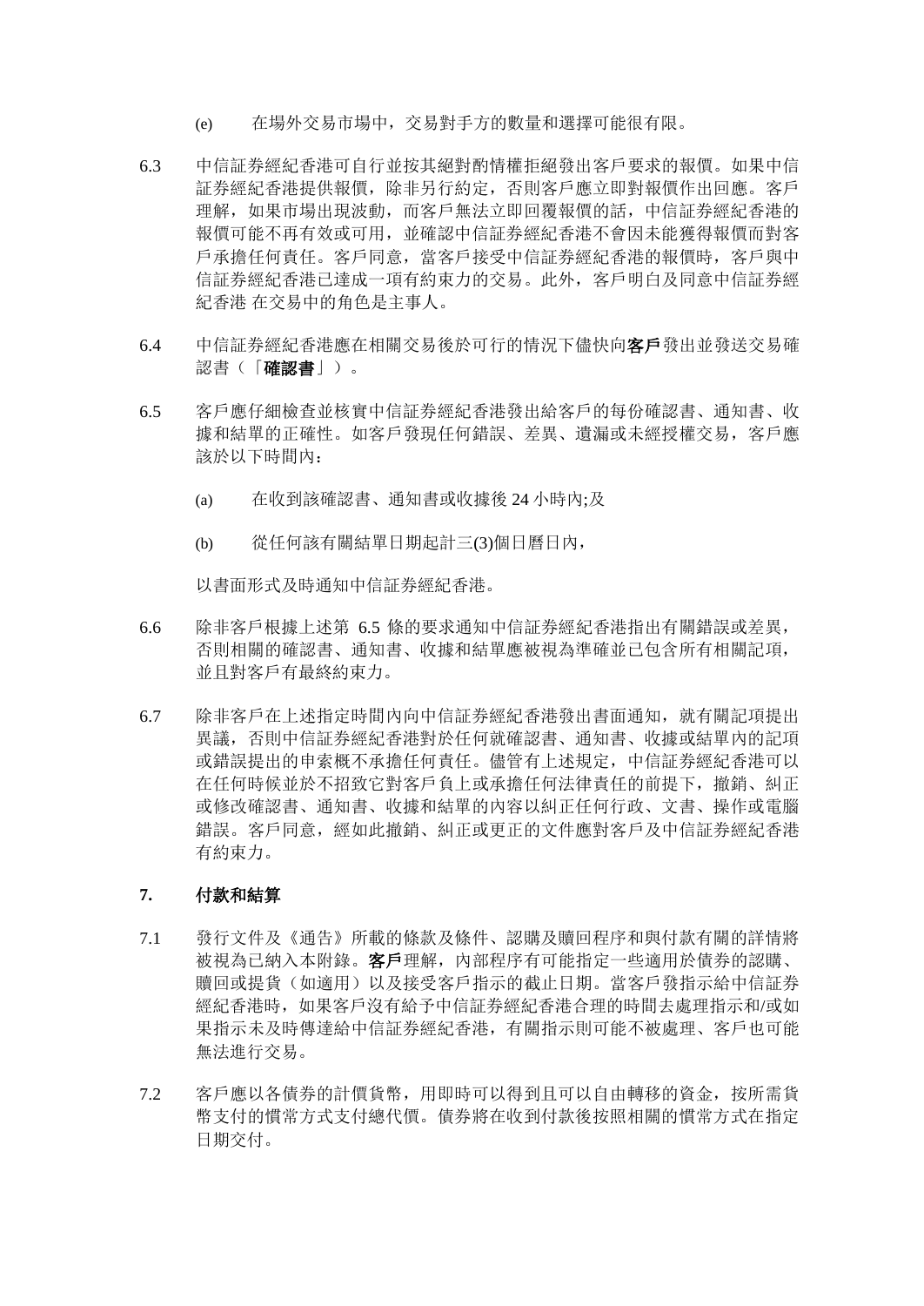(e) 在場外交易市場中，交易對手方的數量和選擇可能很有限。

6.3 中信証券經紀香港可自行並按其絕對酌情權拒絕發出客戶要求的報價。如果中信証券經紀香港提供報價，除非另行約定，否則客戶應立即對報價作出回應。客戶理解，如果市場出現波動，而客戶無法立即回覆報價的話，中信証券經紀香港的報價可能不再有效或可用，並確認中信証券經紀香港不會因未能獲得報價而對客戶承擔任何責任。客戶同意，當客戶接受中信証券經紀香港的報價時，客戶與中信証券經紀香港已達成一項有約束力的交易。此外，客戶明白及同意中信証券經紀香港 在交易中的角色是主事人。

6.4 中信証券經紀香港應在相關交易後於可行的情況下儘快向**客戶**發出並發送交易確認書（「**確認書**」）。

6.5 客戶應仔細檢查並核實中信証券經紀香港發出給客戶的每份確認書、通知書、收據和結單的正確性。如客戶發現任何錯誤、差異、遺漏或未經授權交易，客戶應該於以下時間內：

(a) 在收到該確認書、通知書或收據後 24 小時內;及

(b) 從任何該有關結單日期起計三(3)個日曆日內，

以書面形式及時通知中信証券經紀香港。

6.6 除非客戶根據上述第 6.5 條的要求通知中信証券經紀香港指出有關錯誤或差異，否則相關的確認書、通知書、收據和結單應被視為準確並已包含所有相關記項，並且對客戶有最終約束力。

6.7 除非客戶在上述指定時間內向中信証券經紀香港發出書面通知，就有關記項提出異議，否則中信証券經紀香港對於任何就確認書、通知書、收據或結單內的記項或錯誤提出的申索概不承擔任何責任。儘管有上述規定，中信証券經紀香港可以在任何時候並於不招致它對客戶負上或承擔任何法律責任的前提下，撤銷、糾正或修改確認書、通知書、收據和結單的內容以糾正任何行政、文書、操作或電腦錯誤。客戶同意，經如此撤銷、糾正或更正的文件應對客戶及中信証券經紀香港有約束力。

### 7. 付款和結算

7.1 發行文件及《通告》所載的條款及條件、認購及贖回程序和與付款有關的詳情將被視為已納入本附錄。**客戶**理解，內部程序有可能指定一些適用於債券的認購、贖回或提貨（如適用）以及接受客戶指示的截止日期。當客戶發指示給中信証券經紀香港時，如果客戶沒有給予中信証券經紀香港合理的時間去處理指示和/或如果指示未及時傳達給中信証券經紀香港，有關指示則可能不被處理、客戶也可能無法進行交易。

7.2 客戶應以各債券的計價貨幣，用即時可以得到且可以自由轉移的資金，按所需貨幣支付的慣常方式支付總代價。債券將在收到付款後按照相關的慣常方式在指定日期交付。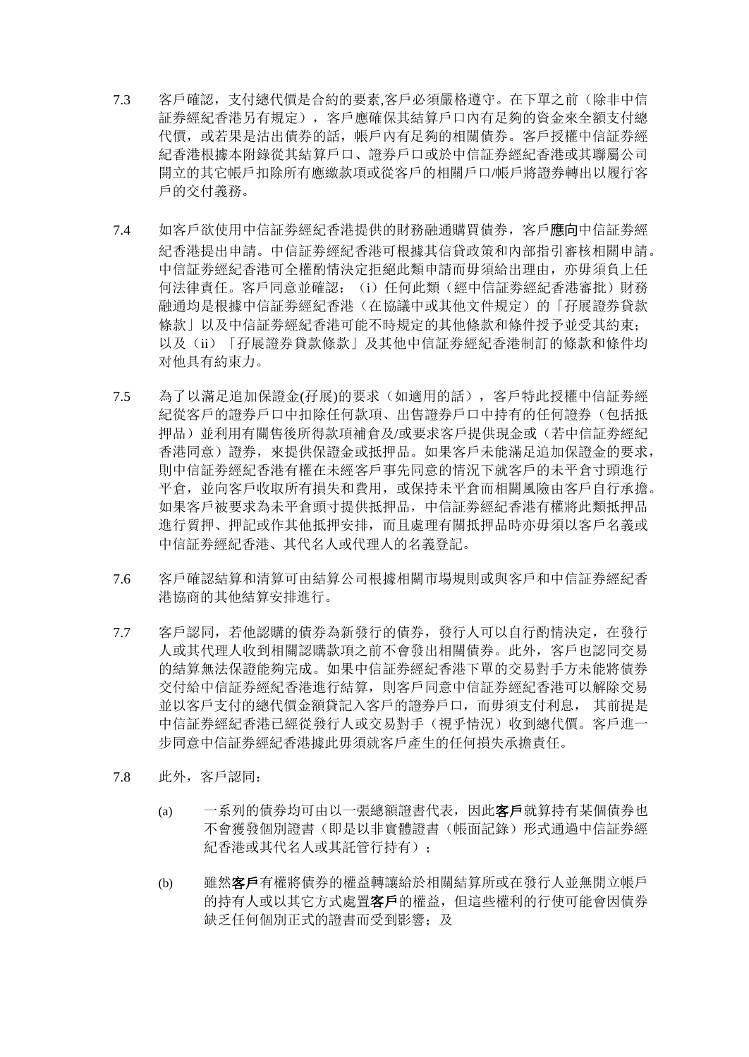7.3 客戶確認，支付總代價是合約的要素,客戶必須嚴格遵守。在下單之前（除非中信証券經紀香港另有規定），客戶應確保其結算戶口內有足夠的資金來全額支付總代價，或若果是沽出債券的話，帳戶內有足夠的相關債券。客戶授權中信証券經紀香港根據本附錄從其結算戶口、證券戶口或於中信証券經紀香港或其聯屬公司開立的其它帳戶扣除所有應繳款項或從客戶的相關戶口/帳戶將證券轉出以履行客戶的交付義務。

7.4 如客戶欲使用中信証券經紀香港提供的財務融通購買債券，客戶**應向**中信証券經紀香港提出申請。中信証券經紀香港可根據其信貸政策和內部指引審核相關申請。中信証券經紀香港可全權酌情決定拒絕此類申請而毋須給出理由，亦毋須負上任何法律責任。客戶同意並確認：（i）任何此類（經中信証券經紀香港審批）財務融通均是根據中信証券經紀香港（在協議中或其他文件規定）的「孖展證券貸款條款」以及中信証券經紀香港可能不時規定的其他條款和條件授予並受其約束；以及（ii）「孖展證券貸款條款」及其他中信証券經紀香港制訂的條款和條件均対他具有約束力。

7.5 為了以滿足追加保證金(孖展)的要求（如適用的話），客戶特此授權中信証券經紀從客戶的證券戶口中扣除任何款項、出售證券戶口中持有的任何證券（包括抵押品）並利用有關售後所得款項補倉及/或要求客戶提供現金或（若中信証券經紀香港同意）證券，來提供保證金或抵押品。如果客戶未能滿足追加保證金的要求，則中信証券經紀香港有權在未經客戶事先同意的情況下就客戶的未平倉寸頭進行平倉，並向客戶收取所有損失和費用，或保持未平倉而相關風險由客戶自行承擔。如果客戶被要求為未平倉頭寸提供抵押品，中信証券經紀香港有權將此類抵押品進行質押、押記或作其他抵押安排，而且處理有關抵押品時亦毋須以客戶名義或中信証券經紀香港、其代名人或代理人的名義登記。

7.6 客戶確認結算和清算可由結算公司根據相關市場規則或與客戶和中信証券經紀香港協商的其他結算安排進行。

7.7 客戶認同，若他認購的債券為新發行的債券，發行人可以自行酌情決定，在發行人或其代理人收到相關認購款項之前不會發出相關債券。此外，客戶也認同交易的結算無法保證能夠完成。如果中信証券經紀香港下單的交易對手方未能將債券交付給中信証券經紀香港進行結算，則客戶同意中信証券經紀香港可以解除交易並以客戶支付的總代價金額貸記入客戶的證券戶口，而毋須支付利息， 其前提是中信証券經紀香港已經從發行人或交易對手（視乎情況）收到總代價。客戶進一步同意中信証券經紀香港據此毋須就客戶產生的任何損失承擔責任。

7.8 此外，客戶認同：

(a) 一系列的債券均可由以一張總額證書代表，因此**客戶**就算持有某個債券也不會獲發個別證書（即是以非實體證書（帳面記錄）形式通過中信証券經紀香港或其代名人或其託管行持有）；

(b) 雖然**客戶**有權將債券的權益轉讓給於相關結算所或在發行人並無開立帳戶的持有人或以其它方式處置**客戶**的權益，但這些權利的行使可能會因債券缺乏任何個別正式的證書而受到影響；及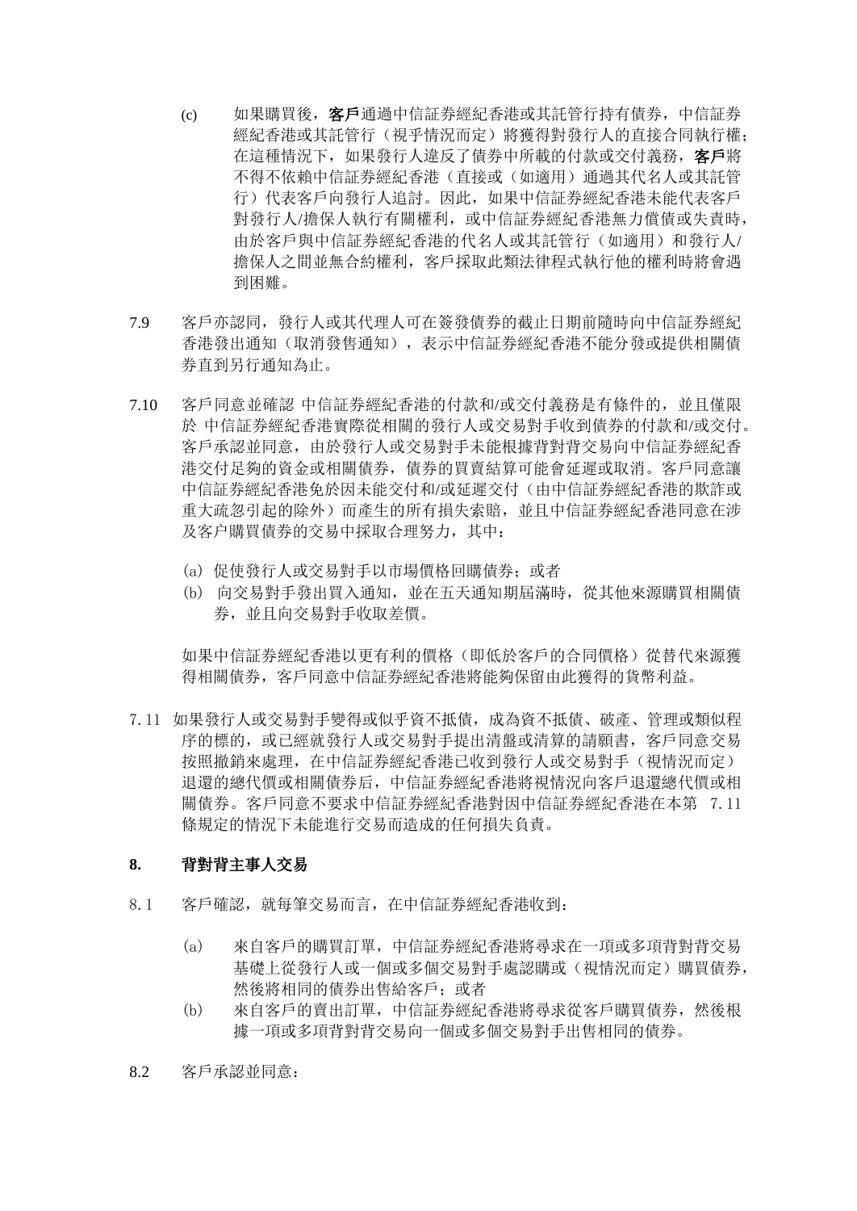(c) 如果購買後，**客戶**通過中信証券經紀香港或其託管行持有債券，中信証券經紀香港或其託管行（視乎情況而定）將獲得對發行人的直接合同執行權；在這種情況下，如果發行人違反了債券中所載的付款或交付義務，**客戶**將不得不依賴中信証券經紀香港（直接或（如適用）通過其代名人或其託管行）代表客戶向發行人追討。因此，如果中信証券經紀香港未能代表客戶對發行人/擔保人執行有關權利，或中信証券經紀香港無力償債或失責時，由於客戶與中信証券經紀香港的代名人或其託管行（如適用）和發行人/擔保人之間並無合約權利，客戶採取此類法律程式執行他的權利時將會遇到困難。

7.9 客戶亦認同，發行人或其代理人可在簽發債券的截止日期前隨時向中信証券經紀香港發出通知（取消發售通知），表示中信証券經紀香港不能分發或提供相關債券直到另行通知為止。

7.10 客戶同意並確認 中信証券經紀香港的付款和/或交付義務是有條件的，並且僅限於 中信証券經紀香港實際從相關的發行人或交易對手收到債券的付款和/或交付。客戶承認並同意，由於發行人或交易對手未能根據背對背交易向中信証券經紀香港交付足夠的資金或相關債券，債券的買賣結算可能會延遲或取消。客戶同意讓中信証券經紀香港免於因未能交付和/或延遲交付（由中信証券經紀香港的欺詐或重大疏忽引起的除外）而產生的所有損失索賠，並且中信証券經紀香港同意在涉及客户購買債券的交易中採取合理努力，其中：

(a) 促使發行人或交易對手以市場價格回購債券；或者
(b) 向交易對手發出買入通知，並在五天通知期屆滿時，從其他來源購買相關債券，並且向交易對手收取差價。

如果中信証券經紀香港以更有利的價格（即低於客戶的合同價格）從替代來源獲得相關債券，客戶同意中信証券經紀香港將能夠保留由此獲得的貨幣利益。

7.11 如果發行人或交易對手變得或似乎資不抵債，成為資不抵債、破產、管理或類似程序的標的，或已經就發行人或交易對手提出清盤或清算的請願書，客戶同意交易按照撤銷來處理，在中信証券經紀香港已收到發行人或交易對手（視情況而定）退還的總代價或相關債券后，中信証券經紀香港將視情況向客戶退還總代價或相關債券。客戶同意不要求中信証券經紀香港對因中信証券經紀香港在本第 7.11 條規定的情況下未能進行交易而造成的任何損失負責。

**8. 背對背主事人交易**

8.1 客戶確認，就每筆交易而言，在中信証券經紀香港收到：

(a) 來自客戶的購買訂單，中信証券經紀香港將尋求在一項或多項背對背交易基礎上從發行人或一個或多個交易對手處認購或（視情況而定）購買債券，然後將相同的債券出售給客戶；或者
(b) 來自客戶的賣出訂單，中信証券經紀香港將尋求從客戶購買債券，然後根據一項或多項背對背交易向一個或多個交易對手出售相同的債券。

8.2 客戶承認並同意：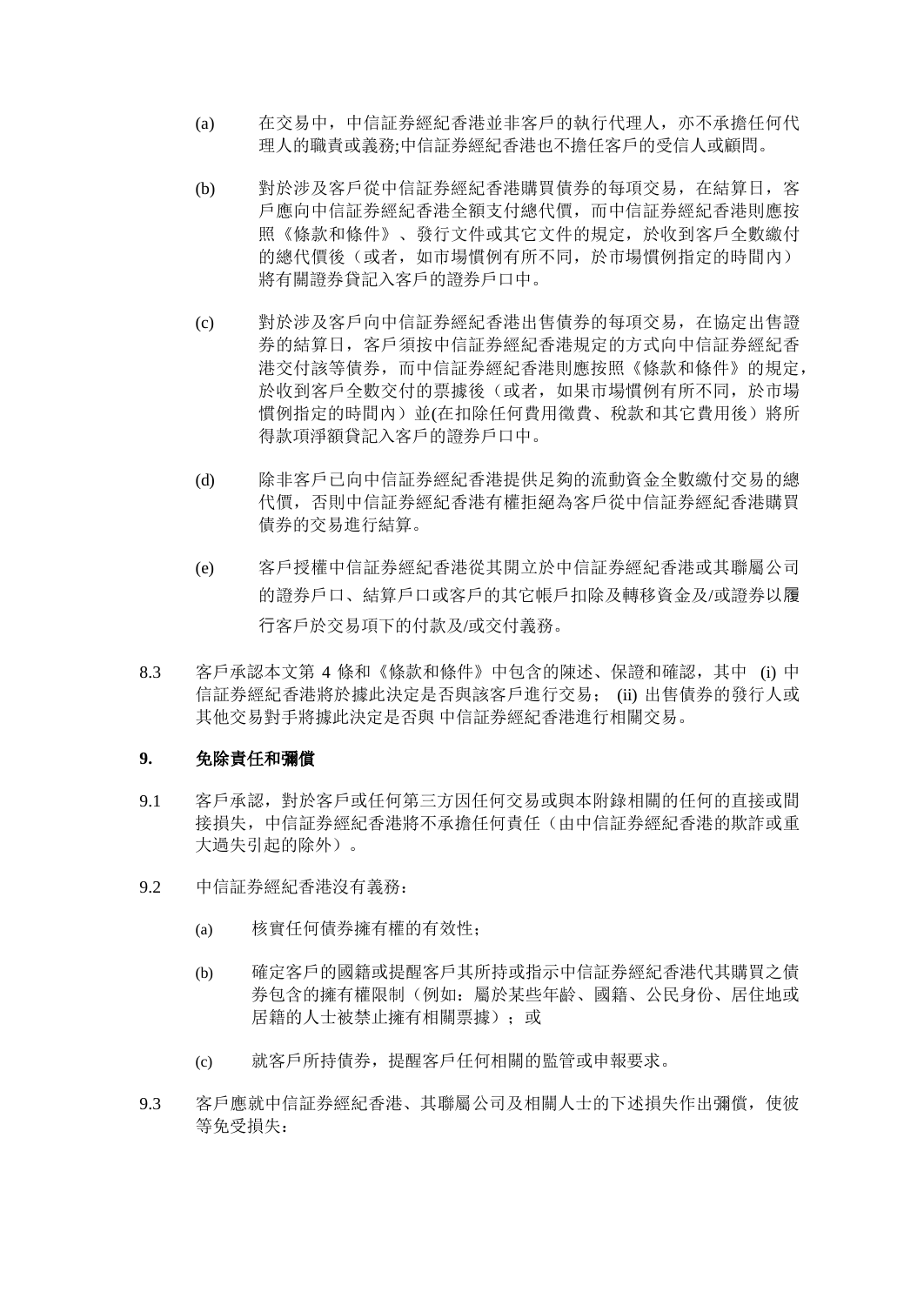(a) 在交易中，中信証券經紀香港並非客戶的執行代理人，亦不承擔任何代理人的職責或義務;中信証券經紀香港也不擔任客戶的受信人或顧問。

(b) 對於涉及客戶從中信証券經紀香港購買債券的每項交易，在結算日，客戶應向中信証券經紀香港全額支付總代價，而中信証券經紀香港則應按照《條款和條件》、發行文件或其它文件的規定，於收到客戶全數繳付的總代價後（或者，如市場慣例有所不同，於市場慣例指定的時間內）將有關證券貸記入客戶的證券戶口中。

(c) 對於涉及客戶向中信証券經紀香港出售債券的每項交易，在協定出售證券的結算日，客戶須按中信証券經紀香港規定的方式向中信証券經紀香港交付該等債券，而中信証券經紀香港則應按照《條款和條件》的規定，於收到客戶全數交付的票據後（或者，如果市場慣例有所不同，於市場慣例指定的時間內）並(在扣除任何費用徵費、稅款和其它費用後）將所得款項淨額貸記入客戶的證券戶口中。

(d) 除非客戶已向中信証券經紀香港提供足夠的流動資金全數繳付交易的總代價，否則中信証券經紀香港有權拒絕為客戶從中信証券經紀香港購買債券的交易進行結算。

(e) 客戶授權中信証券經紀香港從其開立於中信証券經紀香港或其聯屬公司的證券戶口、結算戶口或客戶的其它帳戶扣除及轉移資金及/或證券以履行客戶於交易項下的付款及/或交付義務。

8.3 客戶承認本文第 4 條和《條款和條件》中包含的陳述、保證和確認，其中 (i) 中信証券經紀香港將於據此決定是否與該客戶進行交易； (ii) 出售債券的發行人或其他交易對手將據此決定是否與 中信証券經紀香港進行相關交易。

## 9. 免除責任和彌償

9.1 客戶承認，對於客戶或任何第三方因任何交易或與本附錄相關的任何的直接或間接損失，中信証券經紀香港將不承擔任何責任（由中信証券經紀香港的欺詐或重大過失引起的除外）。

9.2 中信証券經紀香港沒有義務：

(a) 核實任何債券擁有權的有效性；

(b) 確定客戶的國籍或提醒客戶其所持或指示中信証券經紀香港代其購買之債券包含的擁有權限制（例如：屬於某些年齡、國籍、公民身份、居住地或居籍的人士被禁止擁有相關票據）；或

(c) 就客戶所持債券，提醒客戶任何相關的監管或申報要求。

9.3 客戶應就中信証券經紀香港、其聯屬公司及相關人士的下述損失作出彌償，使彼等免受損失：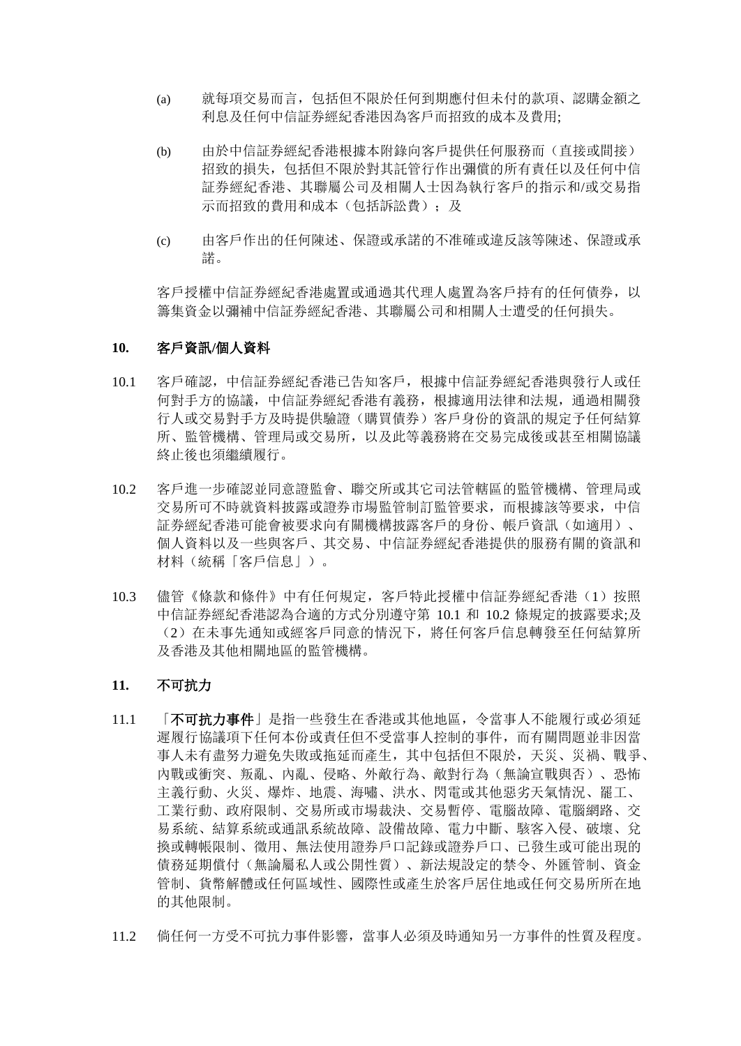(a) 就每項交易而言，包括但不限於任何到期應付但未付的款項、認購金額之利息及任何中信証券經紀香港因為客戶而招致的成本及費用;

(b) 由於中信証券經紀香港根據本附錄向客戶提供任何服務而（直接或間接）招致的損失，包括但不限於對其託管行作出彌償的所有責任以及任何中信証券經紀香港、其聯屬公司及相關人士因為執行客戶的指示和/或交易指示而招致的費用和成本（包括訴訟費）；及

(c) 由客戶作出的任何陳述、保證或承諾的不准確或違反該等陳述、保證或承諾。

客戶授權中信証券經紀香港處置或通過其代理人處置為客戶持有的任何債券，以籌集資金以彌補中信証券經紀香港、其聯屬公司和相關人士遭受的任何損失。

**10. 客戶資訊/個人資料**

10.1 客戶確認，中信証券經紀香港已告知客戶，根據中信証券經紀香港與發行人或任何對手方的協議，中信証券經紀香港有義務，根據適用法律和法規，通過相關發行人或交易對手方及時提供驗證（購買債券）客戶身份的資訊的規定予任何結算所、監管機構、管理局或交易所，以及此等義務將在交易完成後或甚至相關協議終止後也須繼續履行。

10.2 客戶進一步確認並同意證監會、聯交所或其它司法管轄區的監管機構、管理局或交易所可不時就資料披露或證券市場監管制訂監管要求，而根據該等要求，中信証券經紀香港可能會被要求向有關機構披露客戶的身份、帳戶資訊（如適用）、個人資料以及一些與客戶、其交易、中信証券經紀香港提供的服務有關的資訊和材料（統稱「客戶信息」）。

10.3 儘管《條款和條件》中有任何規定，客戶特此授權中信証券經紀香港（1）按照中信証券經紀香港認為合適的方式分別遵守第 10.1 和 10.2 條規定的披露要求;及（2）在未事先通知或經客戶同意的情況下，將任何客戶信息轉發至任何結算所及香港及其他相關地區的監管機構。

**11. 不可抗力**

11.1 「**不可抗力事件**」是指一些發生在香港或其他地區，令當事人不能履行或必須延遲履行協議項下任何本份或責任但不受當事人控制的事件，而有關問題並非因當事人未有盡努力避免失敗或拖延而產生，其中包括但不限於，天災、災禍、戰爭、內戰或衝突、叛亂、內亂、侵略、外敵行為、敵對行為（無論宣戰與否）、恐怖主義行動、火災、爆炸、地震、海嘯、洪水、閃電或其他惡劣天氣情況、罷工、工業行動、政府限制、交易所或市場裁決、交易暫停、電腦故障、電腦網路、交易系統、結算系統或通訊系統故障、設備故障、電力中斷、駭客入侵、破壞、兌換或轉帳限制、徵用、無法使用證券戶口記錄或證券戶口、已發生或可能出現的債務延期償付（無論屬私人或公開性質）、新法規設定的禁令、外匯管制、資金管制、貨幣解體或任何區域性、國際性或產生於客戶居住地或任何交易所所在地的其他限制。

11.2 倘任何一方受不可抗力事件影響，當事人必須及時通知另一方事件的性質及程度。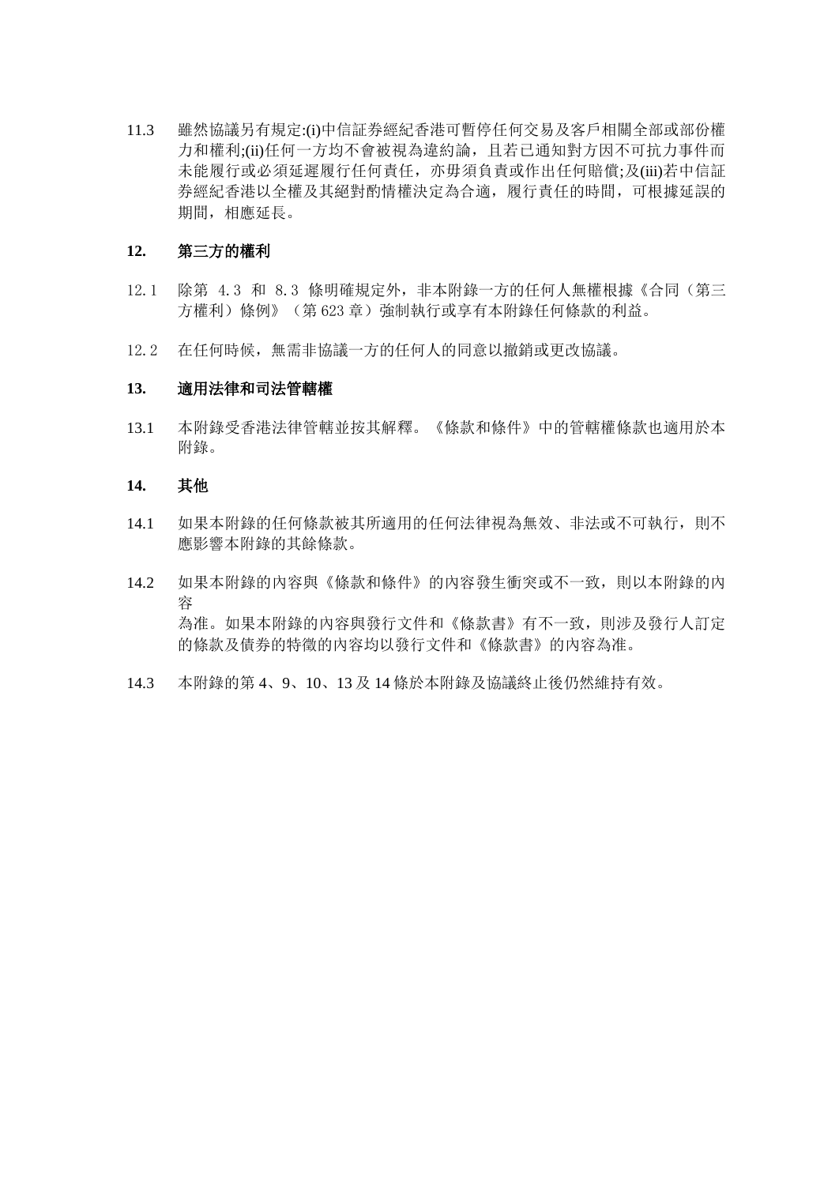11.3 雖然協議另有規定:(i)中信証券經紀香港可暫停任何交易及客戶相關全部或部份權力和權利;(ii)任何一方均不會被視為違約論，且若已通知對方因不可抗力事件而未能履行或必須延遲履行任何責任，亦毋須負責或作出任何賠償;及(iii)若中信証券經紀香港以全權及其絕對酌情權決定為合適，履行責任的時間，可根據延誤的期間，相應延長。

**12. 第三方的權利**

12.1 除第 4.3 和 8.3 條明確規定外，非本附錄一方的任何人無權根據《合同（第三方權利）條例》（第 623 章）強制執行或享有本附錄任何條款的利益。

12.2 在任何時候，無需非協議一方的任何人的同意以撤銷或更改協議。

**13. 適用法律和司法管轄權**

13.1 本附錄受香港法律管轄並按其解釋。《條款和條件》中的管轄權條款也適用於本附錄。

**14. 其他**

14.1 如果本附錄的任何條款被其所適用的任何法律視為無效、非法或不可執行，則不應影響本附錄的其餘條款。

14.2 如果本附錄的內容與《條款和條件》的內容發生衝突或不一致，則以本附錄的內容
為准。如果本附錄的內容與發行文件和《條款書》有不一致，則涉及發行人訂定的條款及債券的特徵的內容均以發行文件和《條款書》的內容為准。

14.3 本附錄的第 4、9、10、13 及 14 條於本附錄及協議終止後仍然維持有效。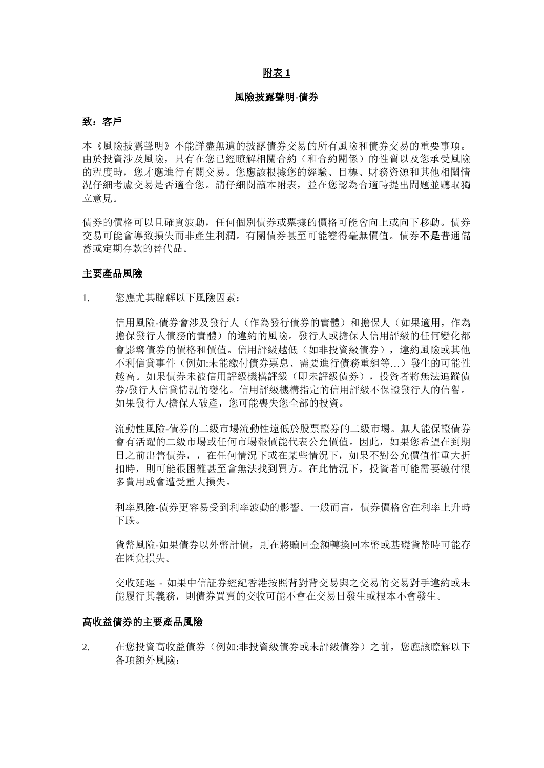**附表 1**

**風險披露聲明-債券**

**致：客戶**

本《風險披露聲明》不能詳盡無遺的披露債券交易的所有風險和債券交易的重要事項。由於投資涉及風險，只有在您已經瞭解相關合約（和合約關係）的性質以及您承受風險的程度時，您才應進行有關交易。您應該根據您的經驗、目標、財務資源和其他相關情況仔細考慮交易是否適合您。請仔細閱讀本附表，並在您認為合適時提出問題並聽取獨立意見。

債券的價格可以且確實波動，任何個別債券或票據的價格可能會向上或向下移動。債券交易可能會導致損失而非產生利潤。有關債券甚至可能變得毫無價值。債券**不是**普通儲蓄或定期存款的替代品。

**主要產品風險**

1. 您應尤其瞭解以下風險因素：

   信用風險-債券會涉及發行人（作為發行債券的實體）和擔保人（如果適用，作為擔保發行人債務的實體）的違約的風險。發行人或擔保人信用評級的任何變化都會影響債券的價格和價值。信用評級越低（如非投資級債券），違約風險或其他不利信貸事件（例如:未能繳付債券票息、需要進行債務重組等…）發生的可能性越高。如果債券未被信用評級機構評級（即未評級債券），投資者將無法追蹤債券/發行人信貸情況的變化。信用評級機構指定的信用評級不保證發行人的信譽。如果發行人/擔保人破產，您可能喪失您全部的投資。

   流動性風險-債券的二級市場流動性遠低於股票證券的二級市場。無人能保證債券會有活躍的二級市場或任何市場報價能代表公允價值。因此，如果您希望在到期日之前出售債券，，在任何情況下或在某些情況下，如果不對公允價值作重大折扣時，則可能很困難甚至會無法找到買方。在此情況下，投資者可能需要繳付很多費用或會遭受重大損失。

   利率風險-債券更容易受到利率波動的影響。一般而言，債券價格會在利率上升時下跌。

   貨幣風險-如果債券以外幣計價，則在將贖回金額轉換回本幣或基礎貨幣時可能存在匯兌損失。

   交收延遲 - 如果中信証券經紀香港按照背對背交易與之交易的交易對手違約或未能履行其義務，則債券買賣的交收可能不會在交易日發生或根本不會發生。

**高收益債券的主要產品風險**

2. 在您投資高收益債券（例如:非投資級債券或未評級債券）之前，您應該瞭解以下各項額外風險：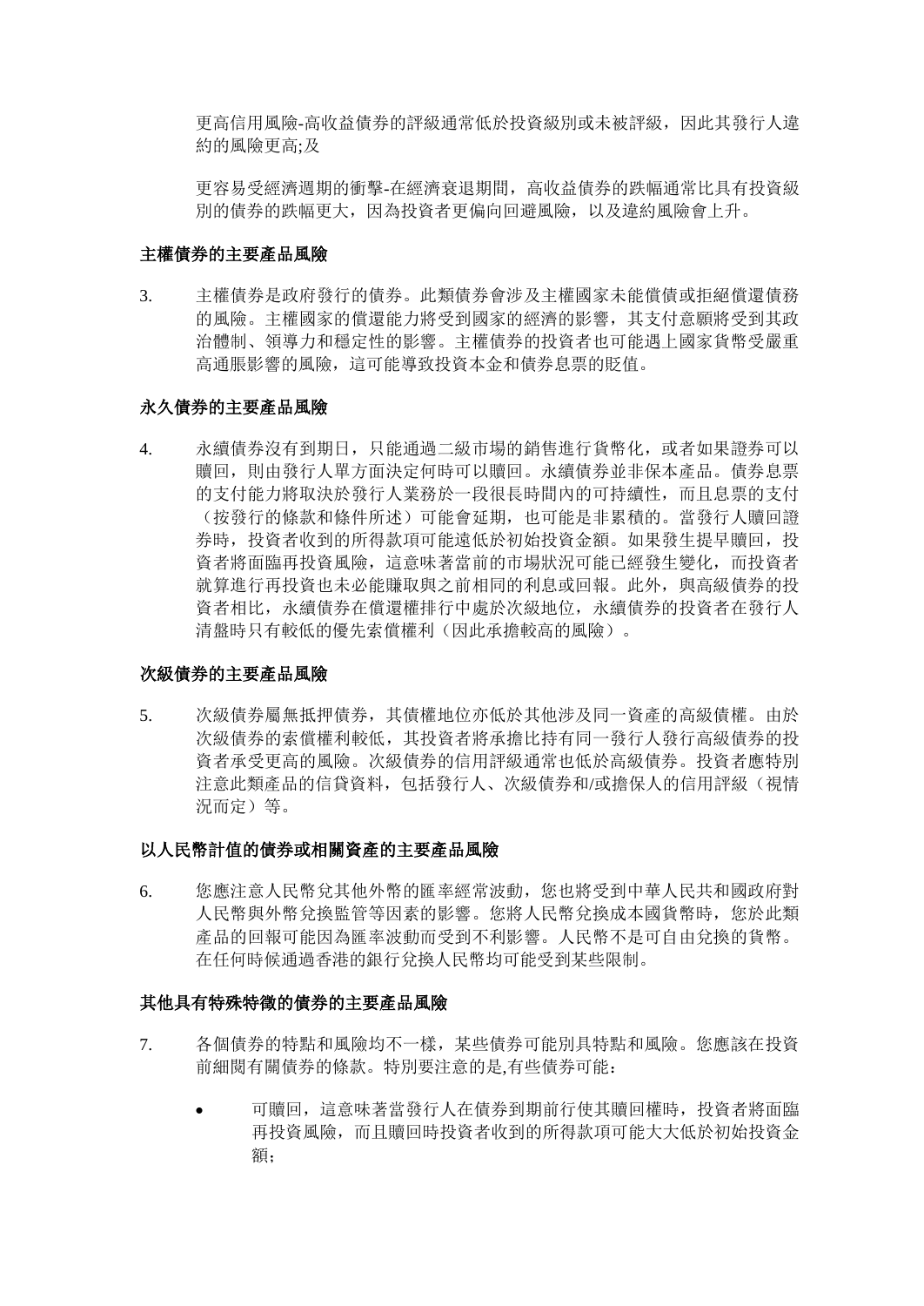更高信用風險-高收益債券的評級通常低於投資級別或未被評級，因此其發行人違約的風險更高;及

更容易受經濟週期的衝擊-在經濟衰退期間，高收益債券的跌幅通常比具有投資級別的債券的跌幅更大，因為投資者更偏向回避風險，以及違約風險會上升。

**主權債券的主要產品風險**

3. 主權債券是政府發行的債券。此類債券會涉及主權國家未能償債或拒絕償還債務的風險。主權國家的償還能力將受到國家的經濟的影響，其支付意願將受到其政治體制、領導力和穩定性的影響。主權債券的投資者也可能遇上國家貨幣受嚴重高通脹影響的風險，這可能導致投資本金和債券息票的貶值。

**永久債券的主要產品風險**

4. 永續債券沒有到期日，只能通過二級市場的銷售進行貨幣化，或者如果證券可以贖回，則由發行人單方面決定何時可以贖回。永續債券並非保本產品。債券息票的支付能力將取決於發行人業務於一段很長時間內的可持續性，而且息票的支付（按發行的條款和條件所述）可能會延期，也可能是非累積的。當發行人贖回證券時，投資者收到的所得款項可能遠低於初始投資金額。如果發生提早贖回，投資者將面臨再投資風險，這意味著當前的市場狀況可能已經發生變化，而投資者就算進行再投資也未必能賺取與之前相同的利息或回報。此外，與高級債券的投資者相比，永續債券在償還權排行中處於次級地位，永續債券的投資者在發行人清盤時只有較低的優先索償權利（因此承擔較高的風險）。

**次級債券的主要產品風險**

5. 次級債券屬無抵押債券，其債權地位亦低於其他涉及同一資產的高級債權。由於次級債券的索償權利較低，其投資者將承擔比持有同一發行人發行高級債券的投資者承受更高的風險。次級債券的信用評級通常也低於高級債券。投資者應特別注意此類產品的信貸資料，包括發行人、次級債券和/或擔保人的信用評級（視情況而定）等。

**以人民幣計值的債券或相關資產的主要產品風險**

6. 您應注意人民幣兌其他外幣的匯率經常波動，您也將受到中華人民共和國政府對人民幣與外幣兌換監管等因素的影響。您將人民幣兌換成本國貨幣時，您於此類產品的回報可能因為匯率波動而受到不利影響。人民幣不是可自由兌換的貨幣。在任何時候通過香港的銀行兌換人民幣均可能受到某些限制。

**其他具有特殊特徵的債券的主要產品風險**

7. 各個債券的特點和風險均不一樣，某些債券可能別具特點和風險。您應該在投資前細閱有關債券的條款。特別要注意的是,有些債券可能：

- 可贖回，這意味著當發行人在債券到期前行使其贖回權時，投資者將面臨再投資風險，而且贖回時投資者收到的所得款項可能大大低於初始投資金額；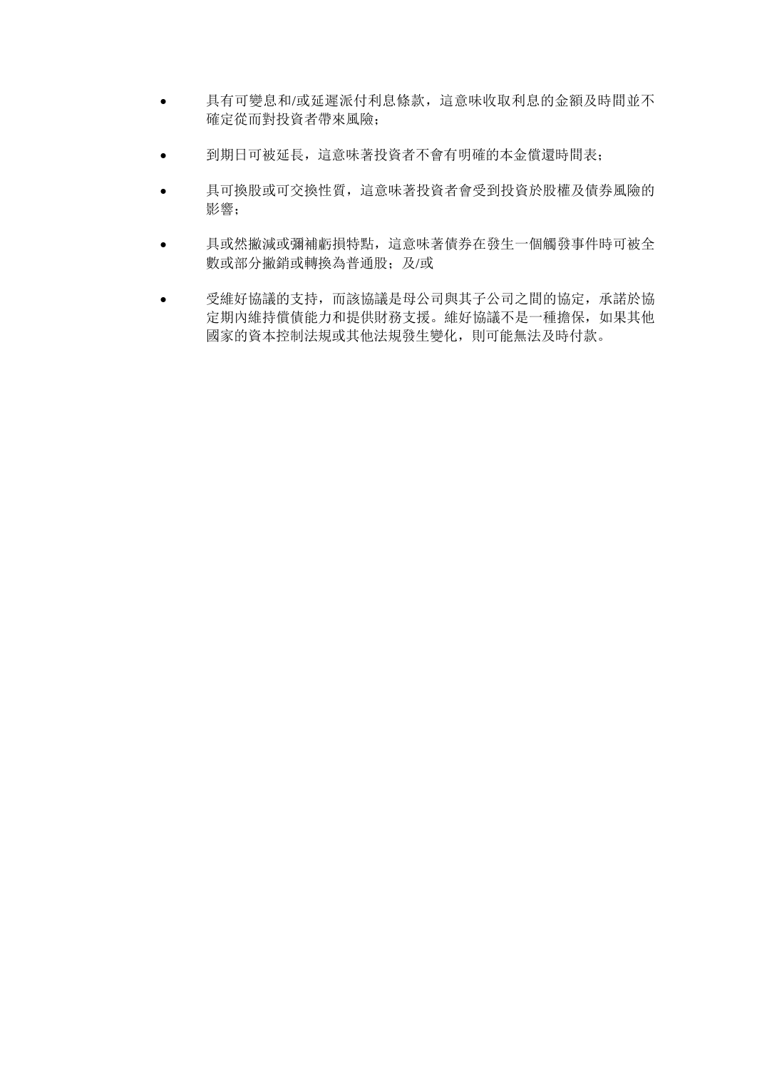- 具有可變息和/或延遲派付利息條款，這意味收取利息的金額及時間並不確定從而對投資者帶來風險；

- 到期日可被延長，這意味著投資者不會有明確的本金償還時間表；

- 具可換股或可交換性質，這意味著投資者會受到投資於股權及債券風險的影響；

- 具或然撇減或彌補虧損特點，這意味著債券在發生一個觸發事件時可被全數或部分撇銷或轉換為普通股；及/或

- 受維好協議的支持，而該協議是母公司與其子公司之間的協定，承諾於協定期內維持償債能力和提供財務支援。維好協議不是一種擔保，如果其他國家的資本控制法規或其他法規發生變化，則可能無法及時付款。